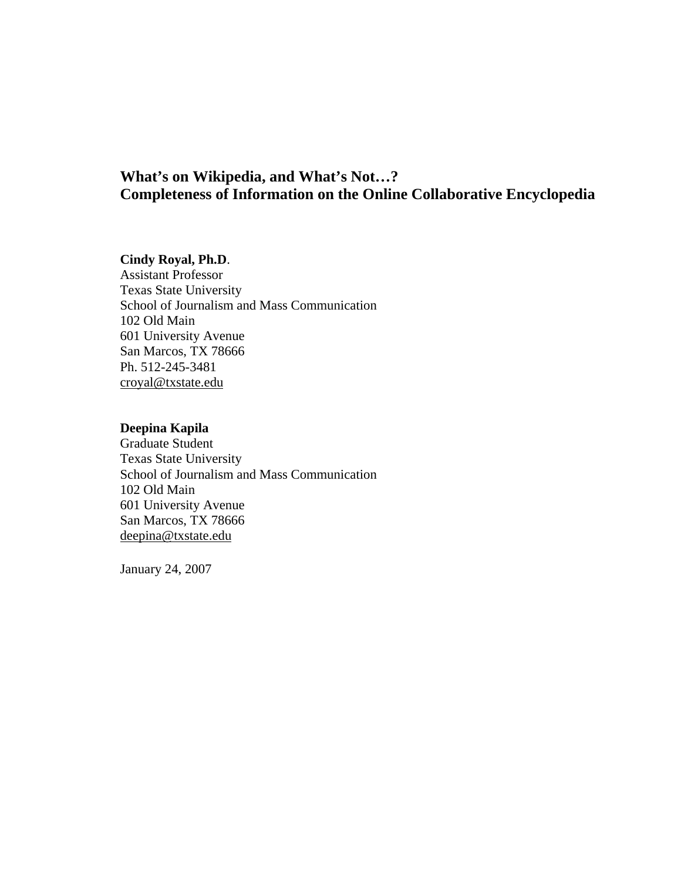# What's on Wikipedia, and What's Not…?
# Completeness of Information on the Online Collaborative Encyclopedia

**Cindy Royal, Ph.D**.
Assistant Professor
Texas State University
School of Journalism and Mass Communication
102 Old Main
601 University Avenue
San Marcos, TX 78666
Ph. 512-245-3481
croyal@txstate.edu

**Deepina Kapila**
Graduate Student
Texas State University
School of Journalism and Mass Communication
102 Old Main
601 University Avenue
San Marcos, TX 78666
deepina@txstate.edu

January 24, 2007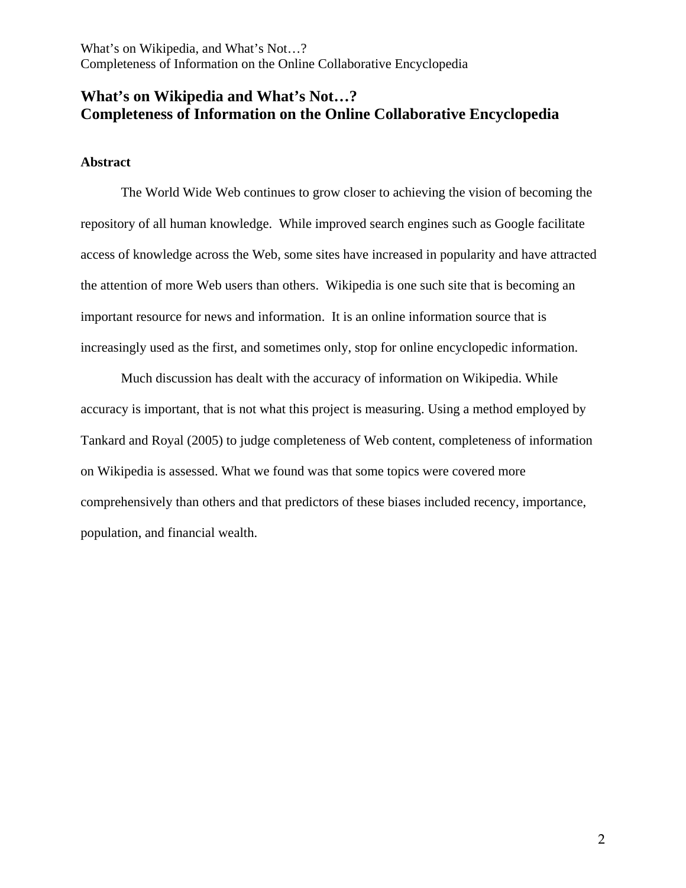# What's on Wikipedia and What's Not…?
# Completeness of Information on the Online Collaborative Encyclopedia

## Abstract

The World Wide Web continues to grow closer to achieving the vision of becoming the repository of all human knowledge. While improved search engines such as Google facilitate access of knowledge across the Web, some sites have increased in popularity and have attracted the attention of more Web users than others. Wikipedia is one such site that is becoming an important resource for news and information. It is an online information source that is increasingly used as the first, and sometimes only, stop for online encyclopedic information.

Much discussion has dealt with the accuracy of information on Wikipedia. While accuracy is important, that is not what this project is measuring. Using a method employed by Tankard and Royal (2005) to judge completeness of Web content, completeness of information on Wikipedia is assessed. What we found was that some topics were covered more comprehensively than others and that predictors of these biases included recency, importance, population, and financial wealth.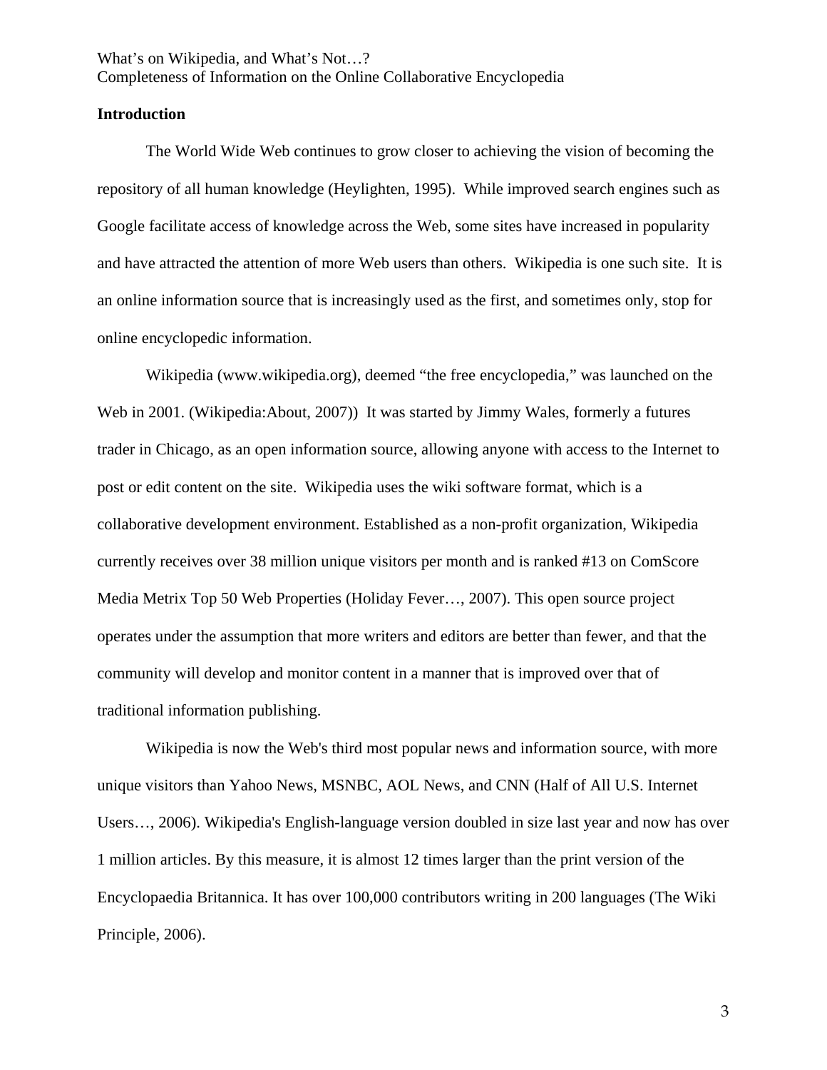What's on Wikipedia, and What's Not…?
Completeness of Information on the Online Collaborative Encyclopedia

## Introduction

The World Wide Web continues to grow closer to achieving the vision of becoming the repository of all human knowledge (Heylighten, 1995). While improved search engines such as Google facilitate access of knowledge across the Web, some sites have increased in popularity and have attracted the attention of more Web users than others. Wikipedia is one such site. It is an online information source that is increasingly used as the first, and sometimes only, stop for online encyclopedic information.

Wikipedia (www.wikipedia.org), deemed "the free encyclopedia," was launched on the Web in 2001. (Wikipedia:About, 2007)) It was started by Jimmy Wales, formerly a futures trader in Chicago, as an open information source, allowing anyone with access to the Internet to post or edit content on the site. Wikipedia uses the wiki software format, which is a collaborative development environment. Established as a non-profit organization, Wikipedia currently receives over 38 million unique visitors per month and is ranked #13 on ComScore Media Metrix Top 50 Web Properties (Holiday Fever…, 2007). This open source project operates under the assumption that more writers and editors are better than fewer, and that the community will develop and monitor content in a manner that is improved over that of traditional information publishing.

Wikipedia is now the Web's third most popular news and information source, with more unique visitors than Yahoo News, MSNBC, AOL News, and CNN (Half of All U.S. Internet Users…, 2006). Wikipedia's English-language version doubled in size last year and now has over 1 million articles. By this measure, it is almost 12 times larger than the print version of the Encyclopaedia Britannica. It has over 100,000 contributors writing in 200 languages (The Wiki Principle, 2006).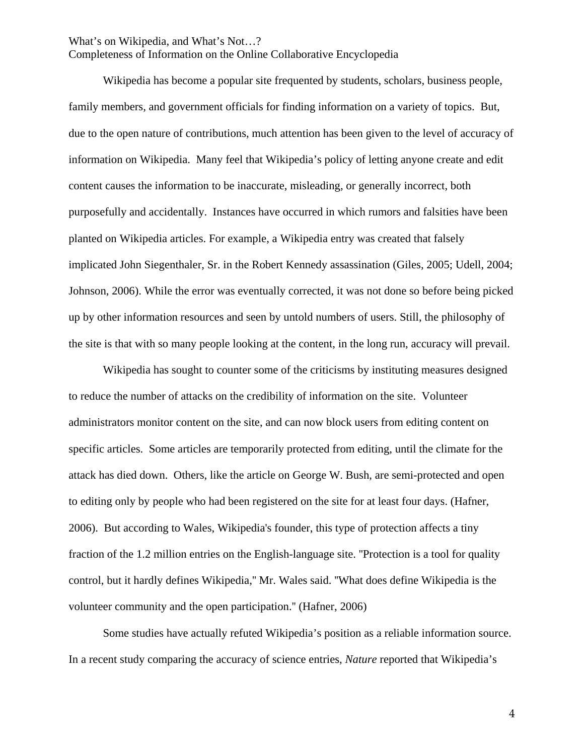Wikipedia has become a popular site frequented by students, scholars, business people, family members, and government officials for finding information on a variety of topics. But, due to the open nature of contributions, much attention has been given to the level of accuracy of information on Wikipedia. Many feel that Wikipedia's policy of letting anyone create and edit content causes the information to be inaccurate, misleading, or generally incorrect, both purposefully and accidentally. Instances have occurred in which rumors and falsities have been planted on Wikipedia articles. For example, a Wikipedia entry was created that falsely implicated John Siegenthaler, Sr. in the Robert Kennedy assassination (Giles, 2005; Udell, 2004; Johnson, 2006). While the error was eventually corrected, it was not done so before being picked up by other information resources and seen by untold numbers of users. Still, the philosophy of the site is that with so many people looking at the content, in the long run, accuracy will prevail.

Wikipedia has sought to counter some of the criticisms by instituting measures designed to reduce the number of attacks on the credibility of information on the site. Volunteer administrators monitor content on the site, and can now block users from editing content on specific articles. Some articles are temporarily protected from editing, until the climate for the attack has died down. Others, like the article on George W. Bush, are semi-protected and open to editing only by people who had been registered on the site for at least four days. (Hafner, 2006). But according to Wales, Wikipedia's founder, this type of protection affects a tiny fraction of the 1.2 million entries on the English-language site. "Protection is a tool for quality control, but it hardly defines Wikipedia," Mr. Wales said. "What does define Wikipedia is the volunteer community and the open participation." (Hafner, 2006)

Some studies have actually refuted Wikipedia's position as a reliable information source. In a recent study comparing the accuracy of science entries, *Nature* reported that Wikipedia's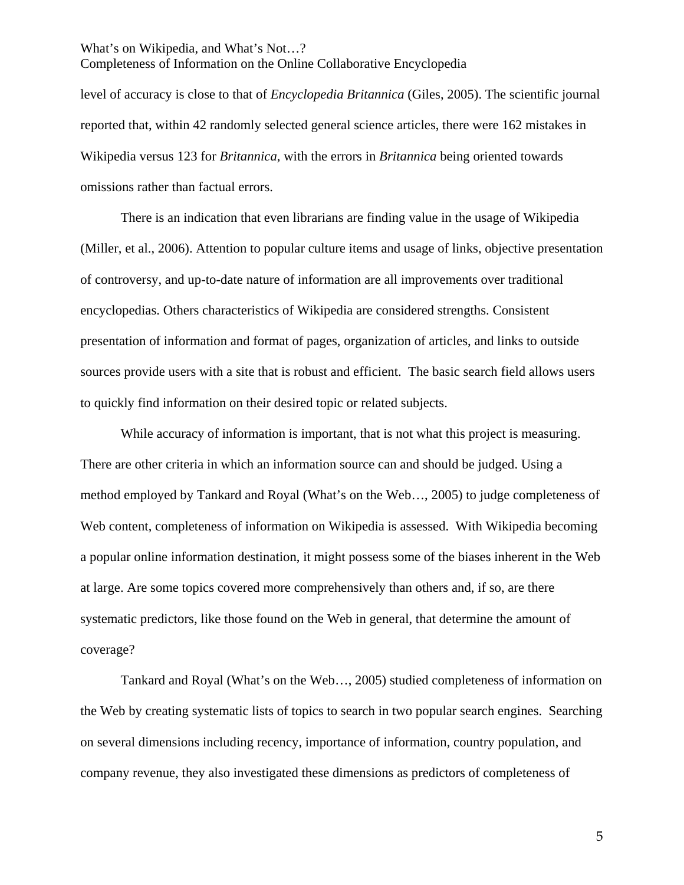level of accuracy is close to that of *Encyclopedia Britannica* (Giles, 2005). The scientific journal reported that, within 42 randomly selected general science articles, there were 162 mistakes in Wikipedia versus 123 for *Britannica*, with the errors in *Britannica* being oriented towards omissions rather than factual errors.

There is an indication that even librarians are finding value in the usage of Wikipedia (Miller, et al., 2006). Attention to popular culture items and usage of links, objective presentation of controversy, and up-to-date nature of information are all improvements over traditional encyclopedias. Others characteristics of Wikipedia are considered strengths. Consistent presentation of information and format of pages, organization of articles, and links to outside sources provide users with a site that is robust and efficient. The basic search field allows users to quickly find information on their desired topic or related subjects.

While accuracy of information is important, that is not what this project is measuring. There are other criteria in which an information source can and should be judged. Using a method employed by Tankard and Royal (What's on the Web…, 2005) to judge completeness of Web content, completeness of information on Wikipedia is assessed. With Wikipedia becoming a popular online information destination, it might possess some of the biases inherent in the Web at large. Are some topics covered more comprehensively than others and, if so, are there systematic predictors, like those found on the Web in general, that determine the amount of coverage?

Tankard and Royal (What's on the Web…, 2005) studied completeness of information on the Web by creating systematic lists of topics to search in two popular search engines. Searching on several dimensions including recency, importance of information, country population, and company revenue, they also investigated these dimensions as predictors of completeness of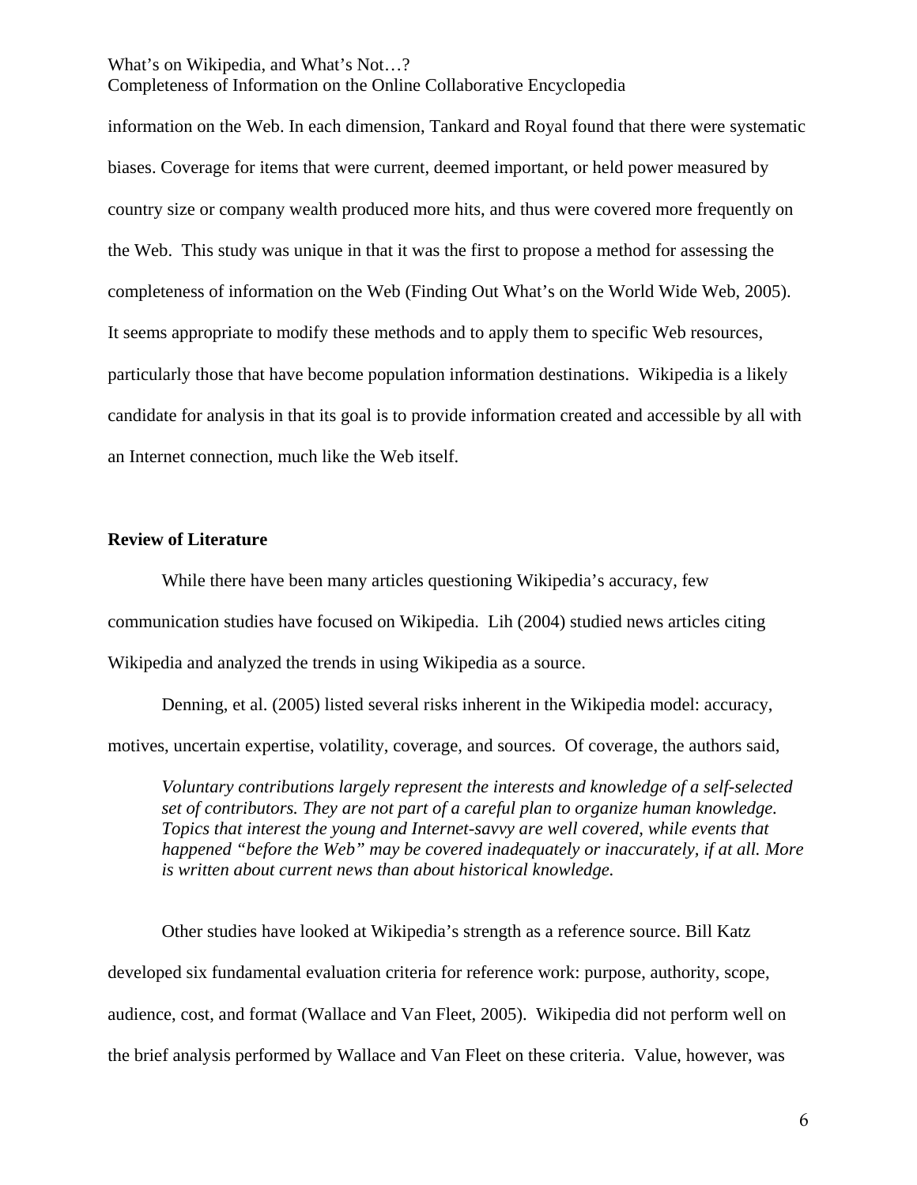information on the Web. In each dimension, Tankard and Royal found that there were systematic biases. Coverage for items that were current, deemed important, or held power measured by country size or company wealth produced more hits, and thus were covered more frequently on the Web. This study was unique in that it was the first to propose a method for assessing the completeness of information on the Web (Finding Out What's on the World Wide Web, 2005). It seems appropriate to modify these methods and to apply them to specific Web resources, particularly those that have become population information destinations. Wikipedia is a likely candidate for analysis in that its goal is to provide information created and accessible by all with an Internet connection, much like the Web itself.

## Review of Literature

While there have been many articles questioning Wikipedia's accuracy, few communication studies have focused on Wikipedia. Lih (2004) studied news articles citing Wikipedia and analyzed the trends in using Wikipedia as a source.

Denning, et al. (2005) listed several risks inherent in the Wikipedia model: accuracy, motives, uncertain expertise, volatility, coverage, and sources. Of coverage, the authors said,

> *Voluntary contributions largely represent the interests and knowledge of a self-selected set of contributors. They are not part of a careful plan to organize human knowledge. Topics that interest the young and Internet-savvy are well covered, while events that happened "before the Web" may be covered inadequately or inaccurately, if at all. More is written about current news than about historical knowledge.*

Other studies have looked at Wikipedia's strength as a reference source. Bill Katz developed six fundamental evaluation criteria for reference work: purpose, authority, scope, audience, cost, and format (Wallace and Van Fleet, 2005). Wikipedia did not perform well on the brief analysis performed by Wallace and Van Fleet on these criteria. Value, however, was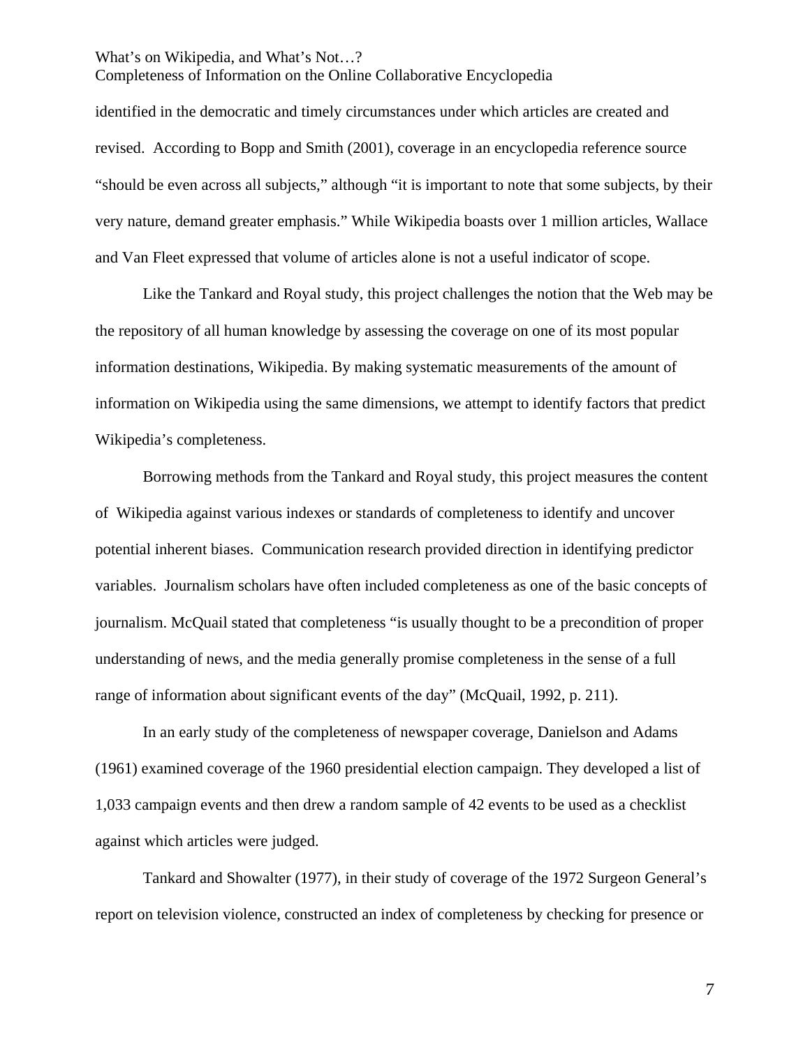identified in the democratic and timely circumstances under which articles are created and revised. According to Bopp and Smith (2001), coverage in an encyclopedia reference source "should be even across all subjects," although "it is important to note that some subjects, by their very nature, demand greater emphasis." While Wikipedia boasts over 1 million articles, Wallace and Van Fleet expressed that volume of articles alone is not a useful indicator of scope.

Like the Tankard and Royal study, this project challenges the notion that the Web may be the repository of all human knowledge by assessing the coverage on one of its most popular information destinations, Wikipedia. By making systematic measurements of the amount of information on Wikipedia using the same dimensions, we attempt to identify factors that predict Wikipedia's completeness.

Borrowing methods from the Tankard and Royal study, this project measures the content of Wikipedia against various indexes or standards of completeness to identify and uncover potential inherent biases. Communication research provided direction in identifying predictor variables. Journalism scholars have often included completeness as one of the basic concepts of journalism. McQuail stated that completeness "is usually thought to be a precondition of proper understanding of news, and the media generally promise completeness in the sense of a full range of information about significant events of the day" (McQuail, 1992, p. 211).

In an early study of the completeness of newspaper coverage, Danielson and Adams (1961) examined coverage of the 1960 presidential election campaign. They developed a list of 1,033 campaign events and then drew a random sample of 42 events to be used as a checklist against which articles were judged.

Tankard and Showalter (1977), in their study of coverage of the 1972 Surgeon General's report on television violence, constructed an index of completeness by checking for presence or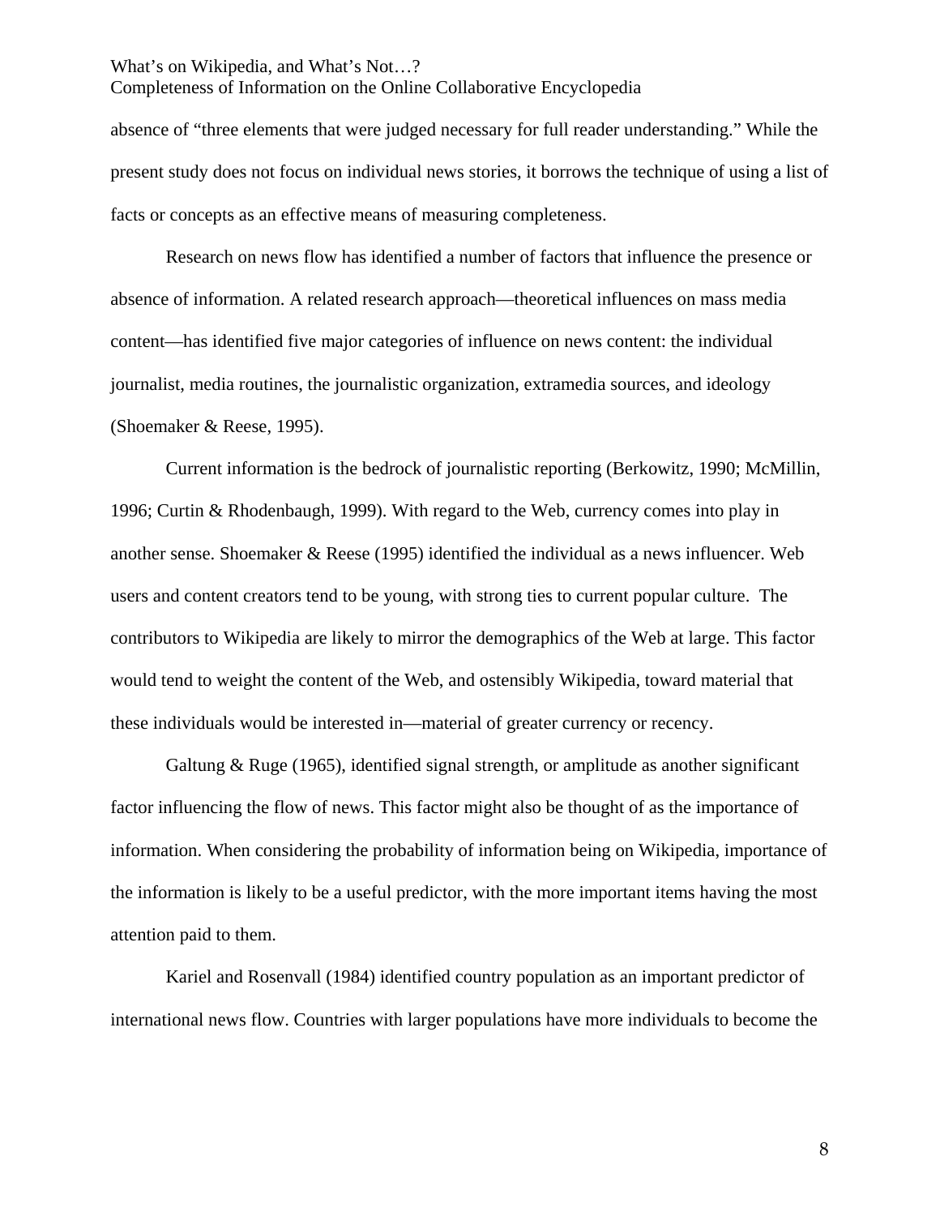absence of "three elements that were judged necessary for full reader understanding." While the present study does not focus on individual news stories, it borrows the technique of using a list of facts or concepts as an effective means of measuring completeness.

Research on news flow has identified a number of factors that influence the presence or absence of information. A related research approach—theoretical influences on mass media content—has identified five major categories of influence on news content: the individual journalist, media routines, the journalistic organization, extramedia sources, and ideology (Shoemaker & Reese, 1995).

Current information is the bedrock of journalistic reporting (Berkowitz, 1990; McMillin, 1996; Curtin & Rhodenbaugh, 1999). With regard to the Web, currency comes into play in another sense. Shoemaker & Reese (1995) identified the individual as a news influencer. Web users and content creators tend to be young, with strong ties to current popular culture. The contributors to Wikipedia are likely to mirror the demographics of the Web at large. This factor would tend to weight the content of the Web, and ostensibly Wikipedia, toward material that these individuals would be interested in—material of greater currency or recency.

Galtung & Ruge (1965), identified signal strength, or amplitude as another significant factor influencing the flow of news. This factor might also be thought of as the importance of information. When considering the probability of information being on Wikipedia, importance of the information is likely to be a useful predictor, with the more important items having the most attention paid to them.

Kariel and Rosenvall (1984) identified country population as an important predictor of international news flow. Countries with larger populations have more individuals to become the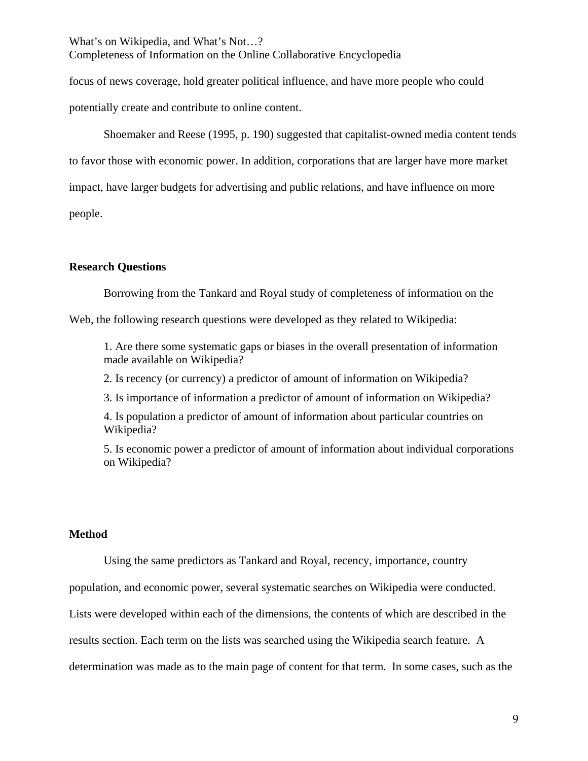focus of news coverage, hold greater political influence, and have more people who could potentially create and contribute to online content.

Shoemaker and Reese (1995, p. 190) suggested that capitalist-owned media content tends to favor those with economic power. In addition, corporations that are larger have more market impact, have larger budgets for advertising and public relations, and have influence on more people.

## Research Questions

Borrowing from the Tankard and Royal study of completeness of information on the Web, the following research questions were developed as they related to Wikipedia:

1. Are there some systematic gaps or biases in the overall presentation of information made available on Wikipedia?
2. Is recency (or currency) a predictor of amount of information on Wikipedia?
3. Is importance of information a predictor of amount of information on Wikipedia?
4. Is population a predictor of amount of information about particular countries on Wikipedia?
5. Is economic power a predictor of amount of information about individual corporations on Wikipedia?

## Method

Using the same predictors as Tankard and Royal, recency, importance, country population, and economic power, several systematic searches on Wikipedia were conducted. Lists were developed within each of the dimensions, the contents of which are described in the results section. Each term on the lists was searched using the Wikipedia search feature. A determination was made as to the main page of content for that term. In some cases, such as the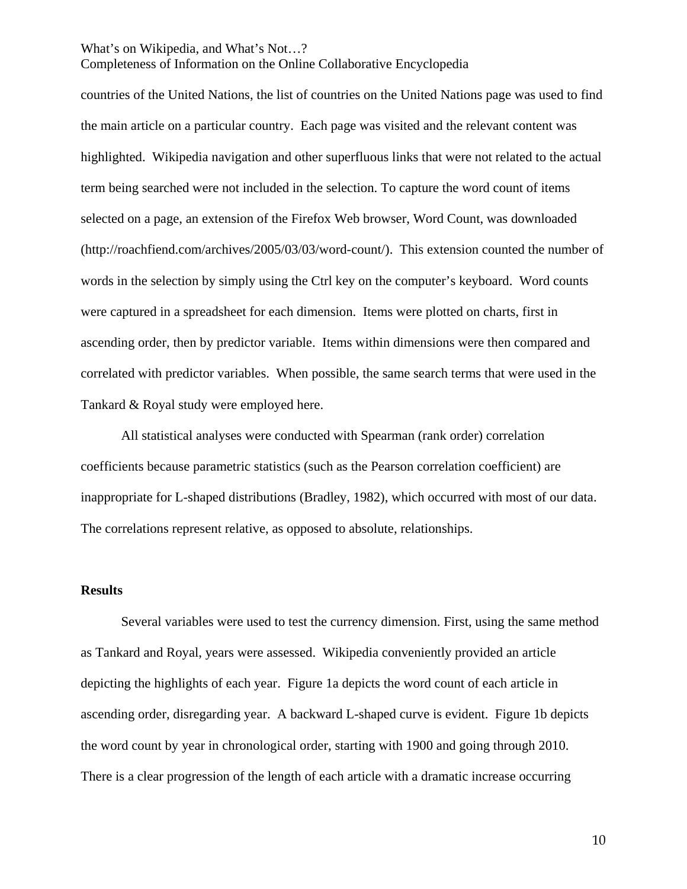countries of the United Nations, the list of countries on the United Nations page was used to find the main article on a particular country. Each page was visited and the relevant content was highlighted. Wikipedia navigation and other superfluous links that were not related to the actual term being searched were not included in the selection. To capture the word count of items selected on a page, an extension of the Firefox Web browser, Word Count, was downloaded (http://roachfiend.com/archives/2005/03/03/word-count/). This extension counted the number of words in the selection by simply using the Ctrl key on the computer's keyboard. Word counts were captured in a spreadsheet for each dimension. Items were plotted on charts, first in ascending order, then by predictor variable. Items within dimensions were then compared and correlated with predictor variables. When possible, the same search terms that were used in the Tankard & Royal study were employed here.

All statistical analyses were conducted with Spearman (rank order) correlation coefficients because parametric statistics (such as the Pearson correlation coefficient) are inappropriate for L-shaped distributions (Bradley, 1982), which occurred with most of our data. The correlations represent relative, as opposed to absolute, relationships.

**Results**

Several variables were used to test the currency dimension. First, using the same method as Tankard and Royal, years were assessed. Wikipedia conveniently provided an article depicting the highlights of each year. Figure 1a depicts the word count of each article in ascending order, disregarding year. A backward L-shaped curve is evident. Figure 1b depicts the word count by year in chronological order, starting with 1900 and going through 2010. There is a clear progression of the length of each article with a dramatic increase occurring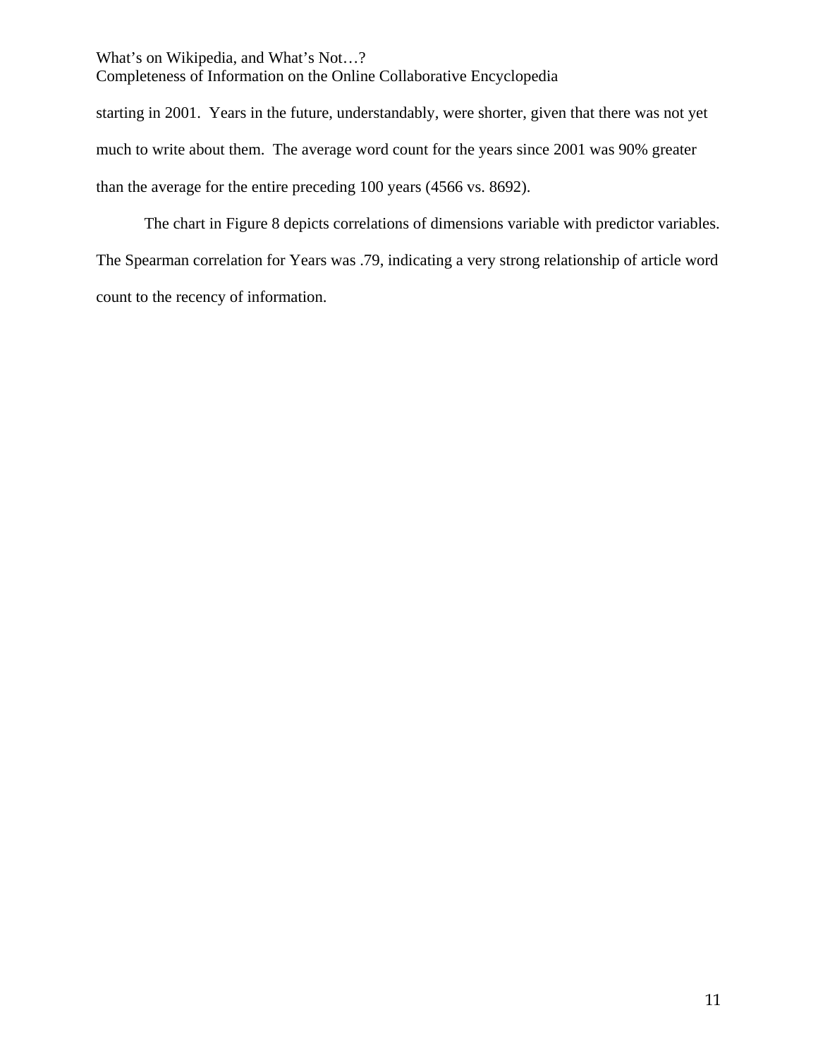starting in 2001. Years in the future, understandably, were shorter, given that there was not yet much to write about them. The average word count for the years since 2001 was 90% greater than the average for the entire preceding 100 years (4566 vs. 8692).

The chart in Figure 8 depicts correlations of dimensions variable with predictor variables. The Spearman correlation for Years was .79, indicating a very strong relationship of article word count to the recency of information.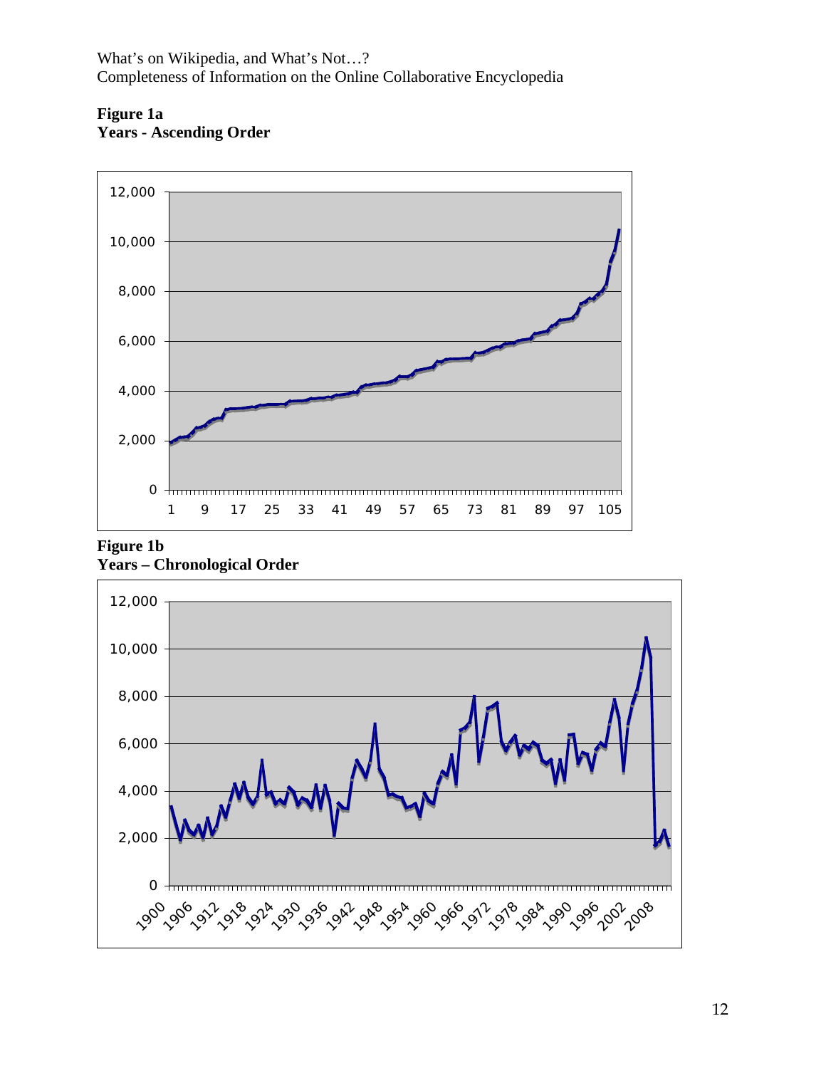**Figure 1a**
**Years - Ascending Order**

**Figure 1b**
**Years – Chronological Order**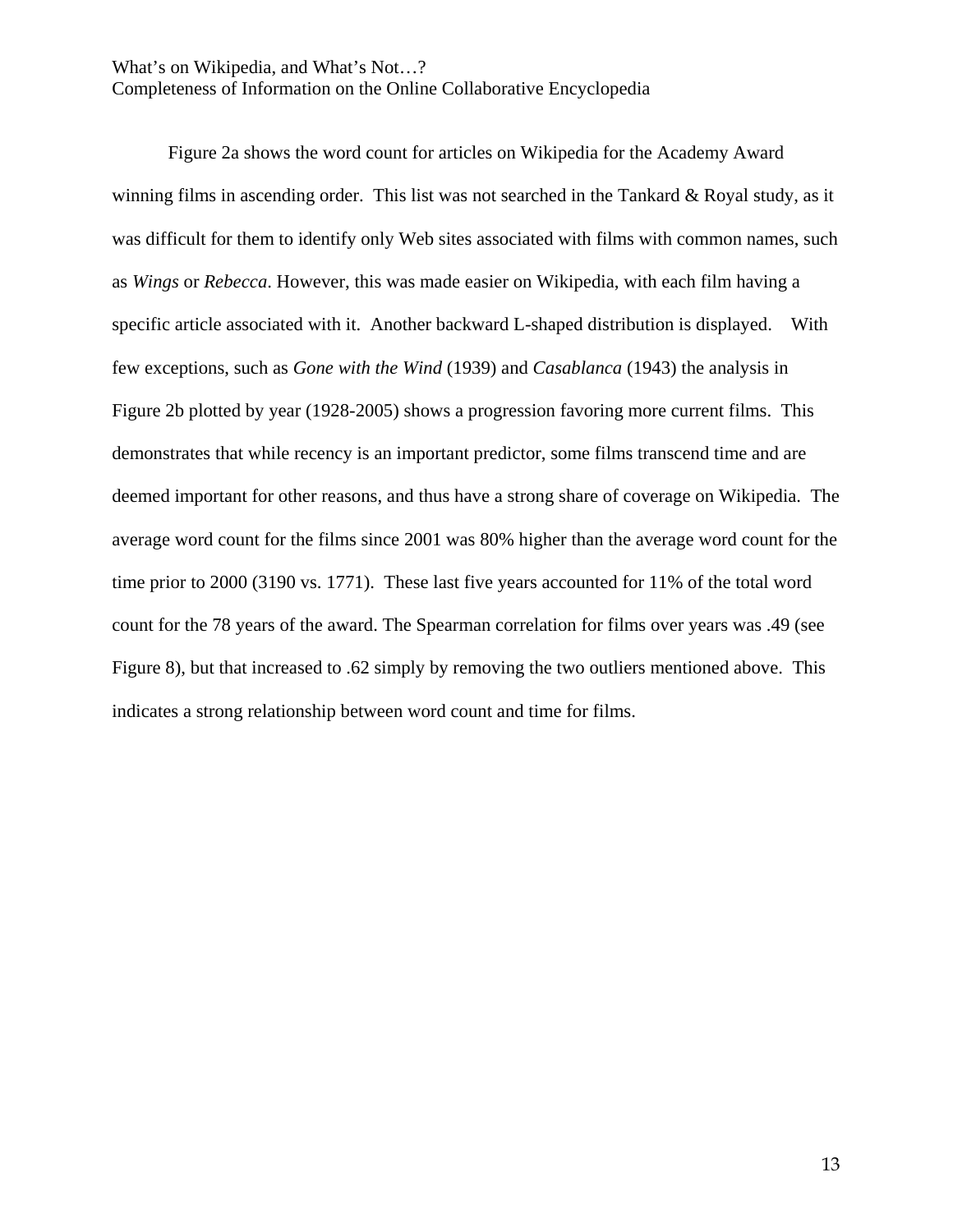Figure 2a shows the word count for articles on Wikipedia for the Academy Award winning films in ascending order. This list was not searched in the Tankard & Royal study, as it was difficult for them to identify only Web sites associated with films with common names, such as *Wings* or *Rebecca*. However, this was made easier on Wikipedia, with each film having a specific article associated with it. Another backward L-shaped distribution is displayed. With few exceptions, such as *Gone with the Wind* (1939) and *Casablanca* (1943) the analysis in Figure 2b plotted by year (1928-2005) shows a progression favoring more current films. This demonstrates that while recency is an important predictor, some films transcend time and are deemed important for other reasons, and thus have a strong share of coverage on Wikipedia. The average word count for the films since 2001 was 80% higher than the average word count for the time prior to 2000 (3190 vs. 1771). These last five years accounted for 11% of the total word count for the 78 years of the award. The Spearman correlation for films over years was .49 (see Figure 8), but that increased to .62 simply by removing the two outliers mentioned above. This indicates a strong relationship between word count and time for films.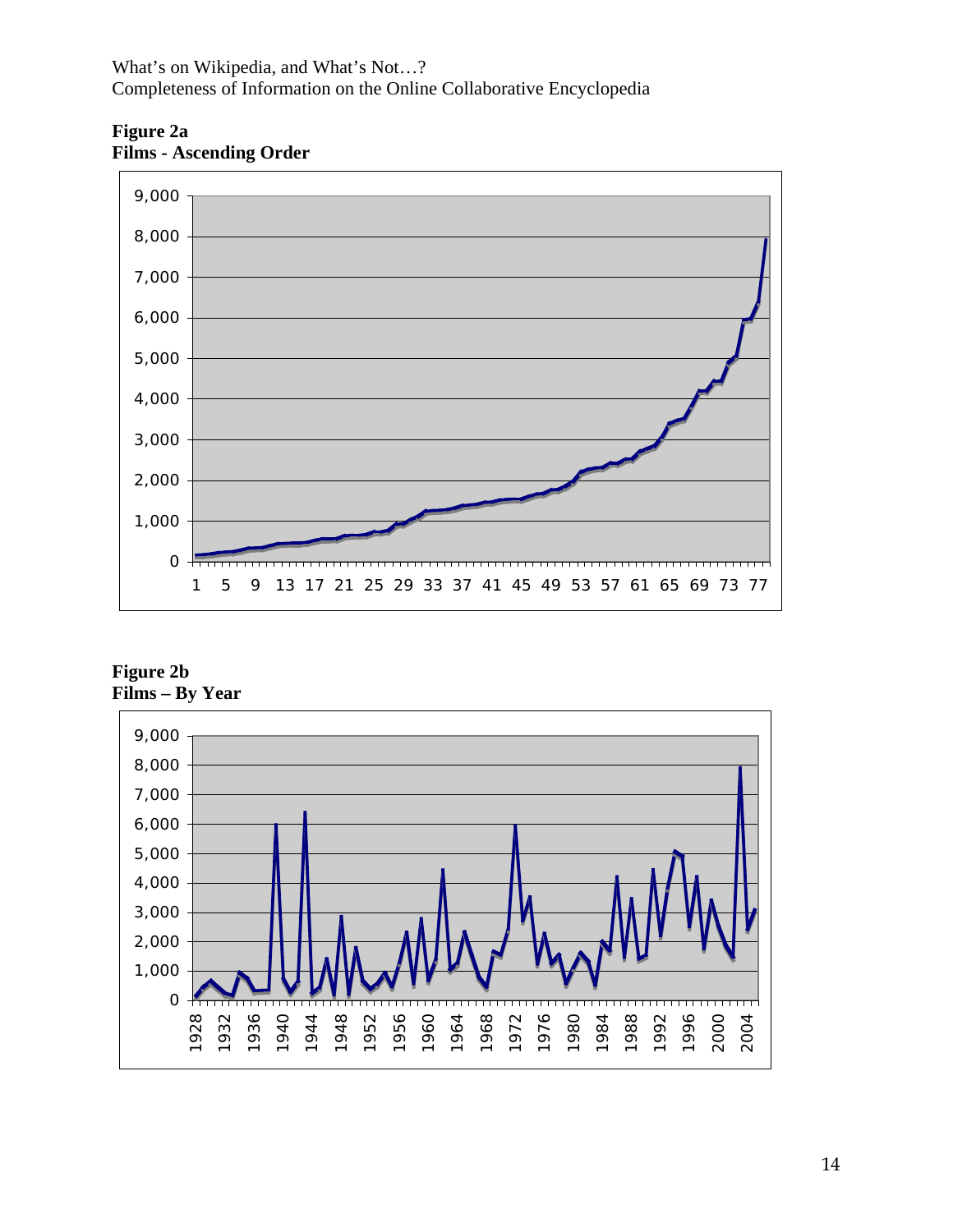**Figure 2a**
**Films - Ascending Order**

**Figure 2b**
**Films – By Year**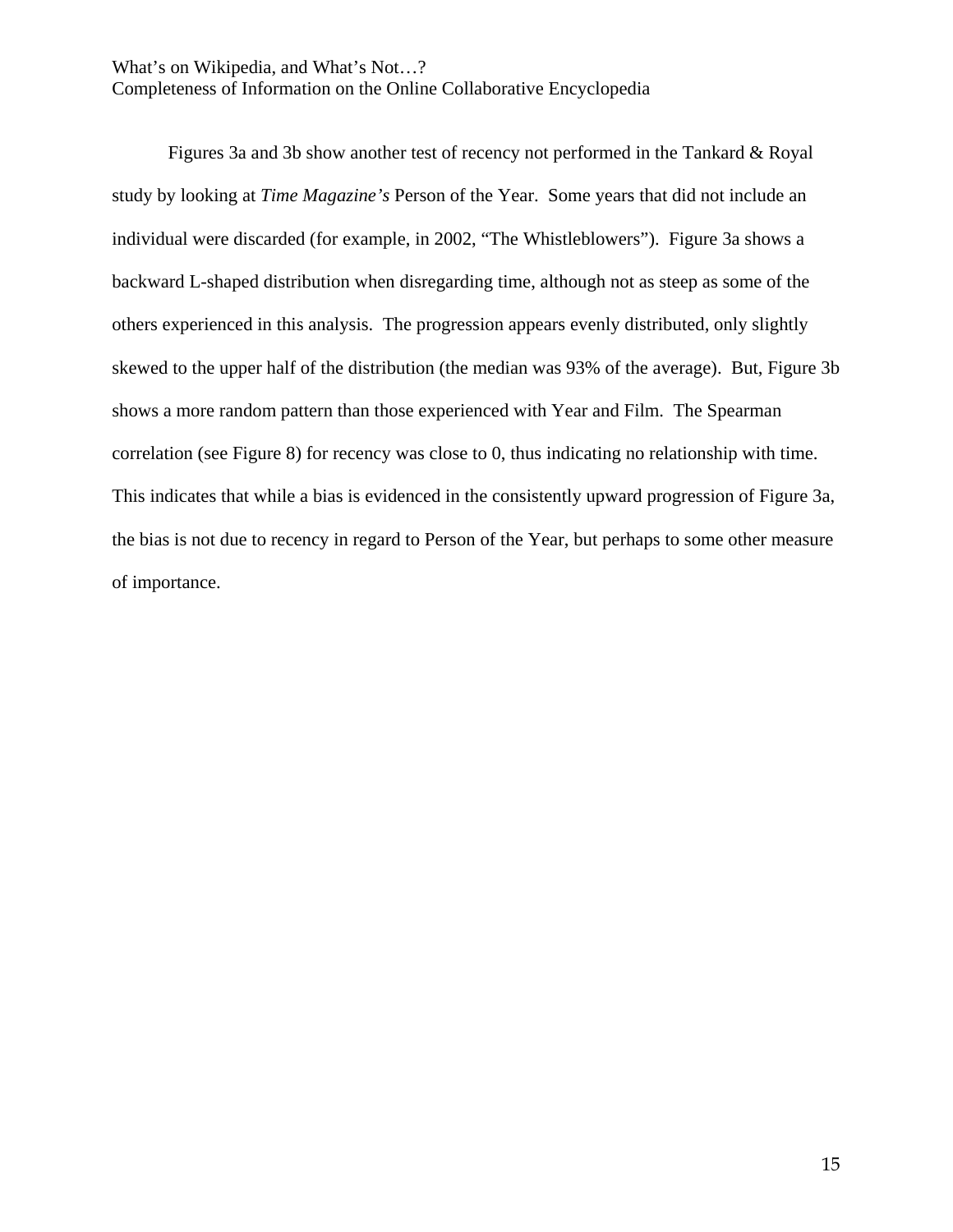Figures 3a and 3b show another test of recency not performed in the Tankard & Royal study by looking at *Time Magazine's* Person of the Year. Some years that did not include an individual were discarded (for example, in 2002, "The Whistleblowers"). Figure 3a shows a backward L-shaped distribution when disregarding time, although not as steep as some of the others experienced in this analysis. The progression appears evenly distributed, only slightly skewed to the upper half of the distribution (the median was 93% of the average). But, Figure 3b shows a more random pattern than those experienced with Year and Film. The Spearman correlation (see Figure 8) for recency was close to 0, thus indicating no relationship with time. This indicates that while a bias is evidenced in the consistently upward progression of Figure 3a, the bias is not due to recency in regard to Person of the Year, but perhaps to some other measure of importance.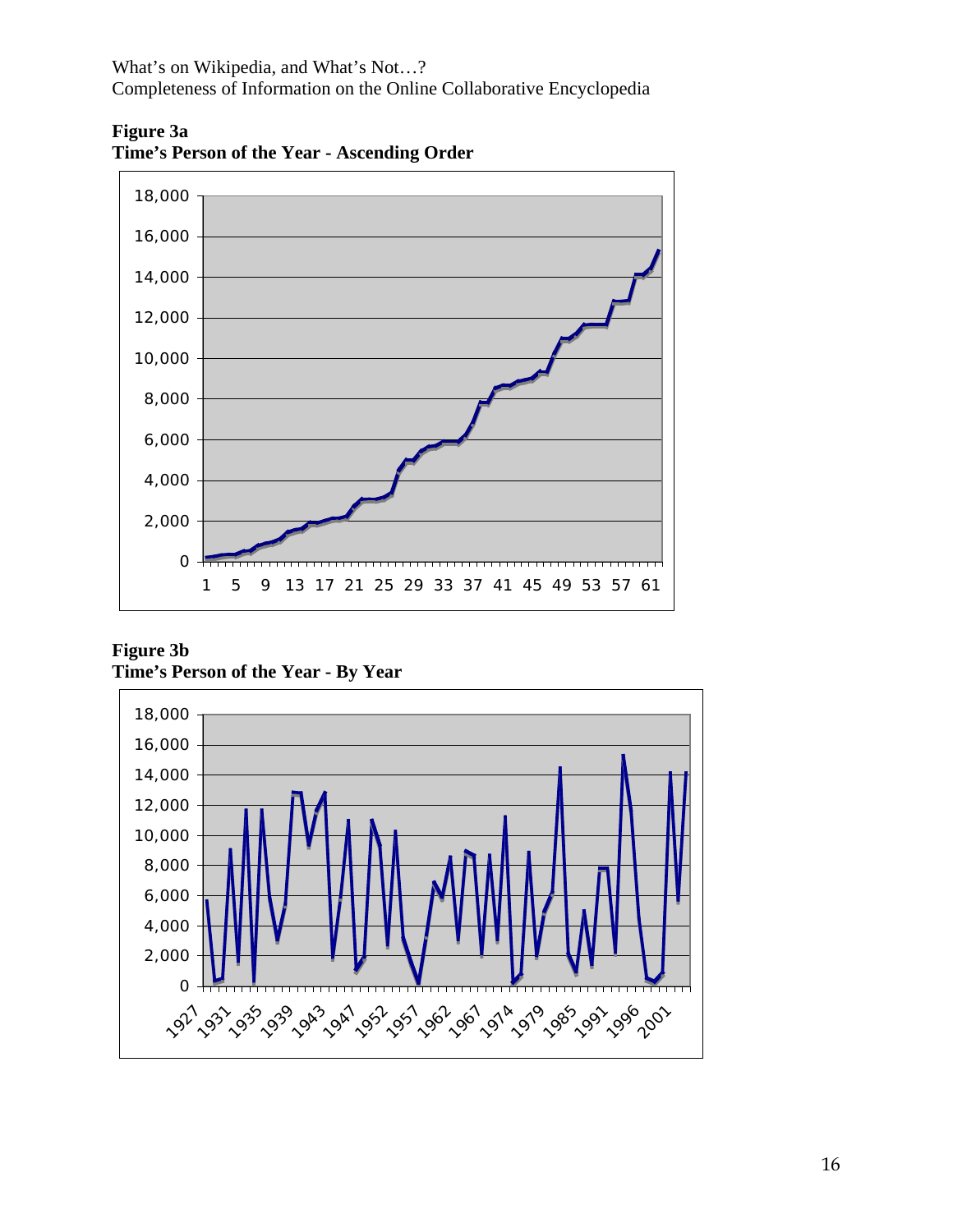**Figure 3a**
**Time's Person of the Year - Ascending Order**

**Figure 3b**
**Time's Person of the Year - By Year**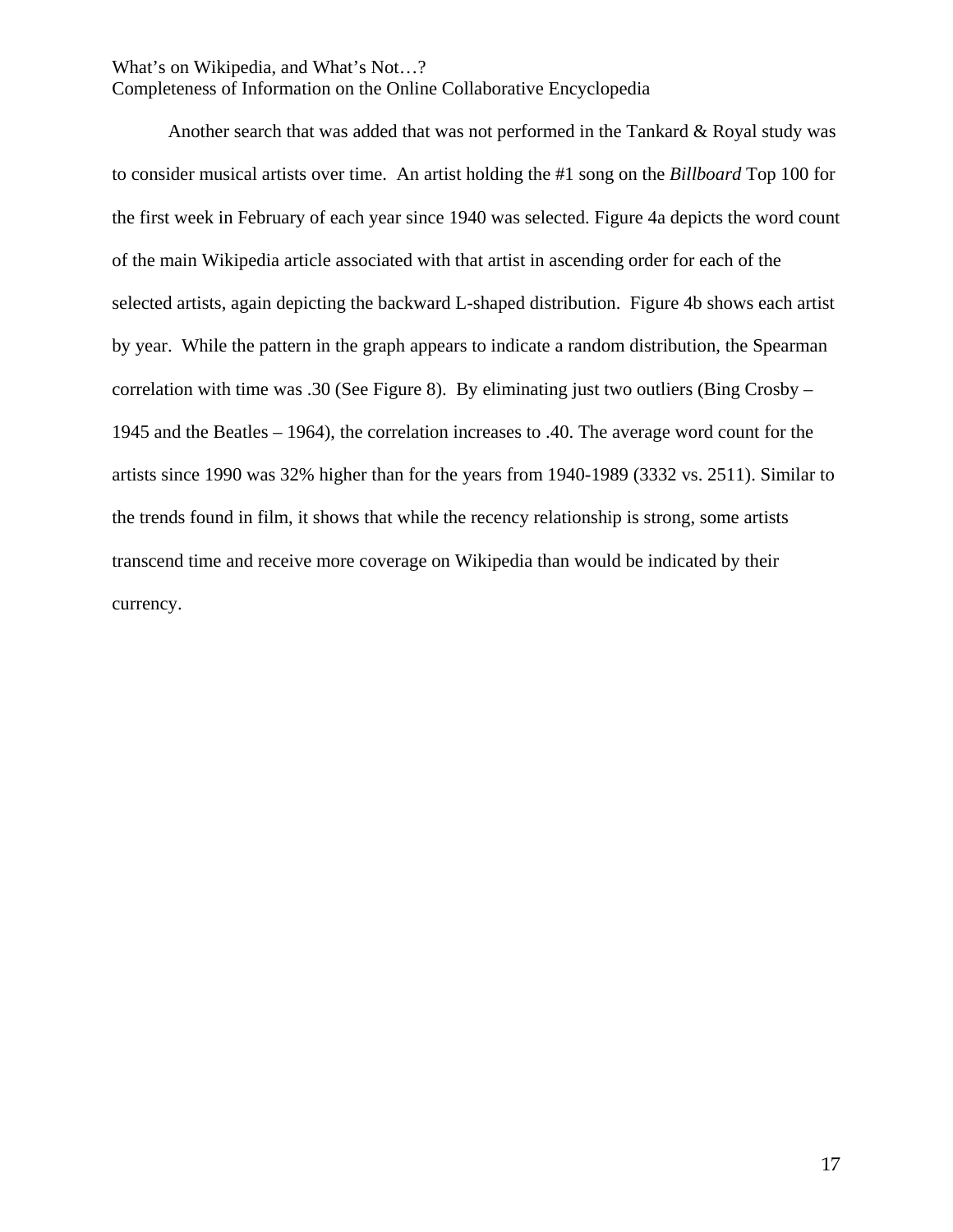Another search that was added that was not performed in the Tankard & Royal study was to consider musical artists over time. An artist holding the #1 song on the *Billboard* Top 100 for the first week in February of each year since 1940 was selected. Figure 4a depicts the word count of the main Wikipedia article associated with that artist in ascending order for each of the selected artists, again depicting the backward L-shaped distribution. Figure 4b shows each artist by year. While the pattern in the graph appears to indicate a random distribution, the Spearman correlation with time was .30 (See Figure 8). By eliminating just two outliers (Bing Crosby – 1945 and the Beatles – 1964), the correlation increases to .40. The average word count for the artists since 1990 was 32% higher than for the years from 1940-1989 (3332 vs. 2511). Similar to the trends found in film, it shows that while the recency relationship is strong, some artists transcend time and receive more coverage on Wikipedia than would be indicated by their currency.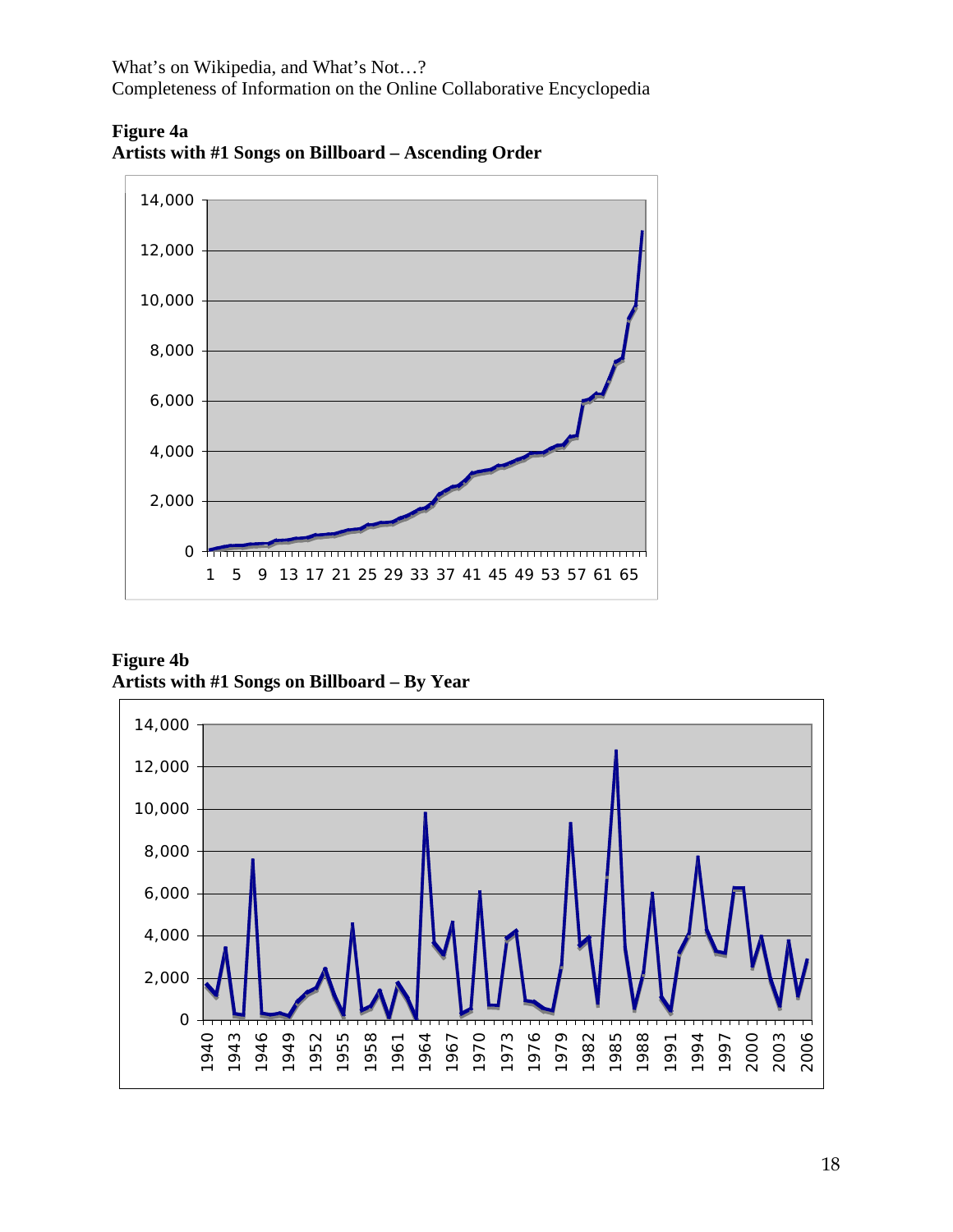**Figure 4a**
**Artists with #1 Songs on Billboard – Ascending Order**

**Figure 4b**
**Artists with #1 Songs on Billboard – By Year**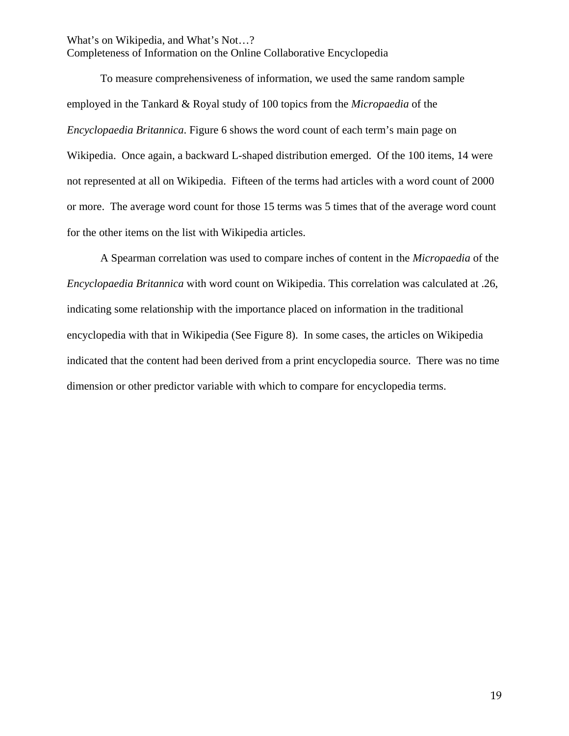To measure comprehensiveness of information, we used the same random sample employed in the Tankard & Royal study of 100 topics from the *Micropaedia* of the *Encyclopaedia Britannica*. Figure 6 shows the word count of each term's main page on Wikipedia. Once again, a backward L-shaped distribution emerged. Of the 100 items, 14 were not represented at all on Wikipedia. Fifteen of the terms had articles with a word count of 2000 or more. The average word count for those 15 terms was 5 times that of the average word count for the other items on the list with Wikipedia articles.

A Spearman correlation was used to compare inches of content in the *Micropaedia* of the *Encyclopaedia Britannica* with word count on Wikipedia. This correlation was calculated at .26, indicating some relationship with the importance placed on information in the traditional encyclopedia with that in Wikipedia (See Figure 8). In some cases, the articles on Wikipedia indicated that the content had been derived from a print encyclopedia source. There was no time dimension or other predictor variable with which to compare for encyclopedia terms.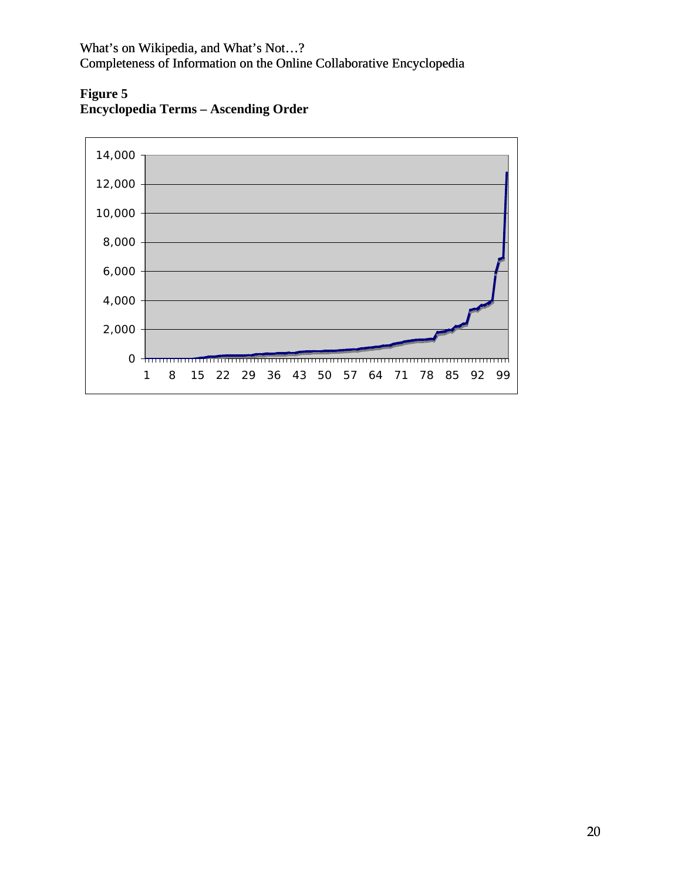**Figure 5**
**Encyclopedia Terms – Ascending Order**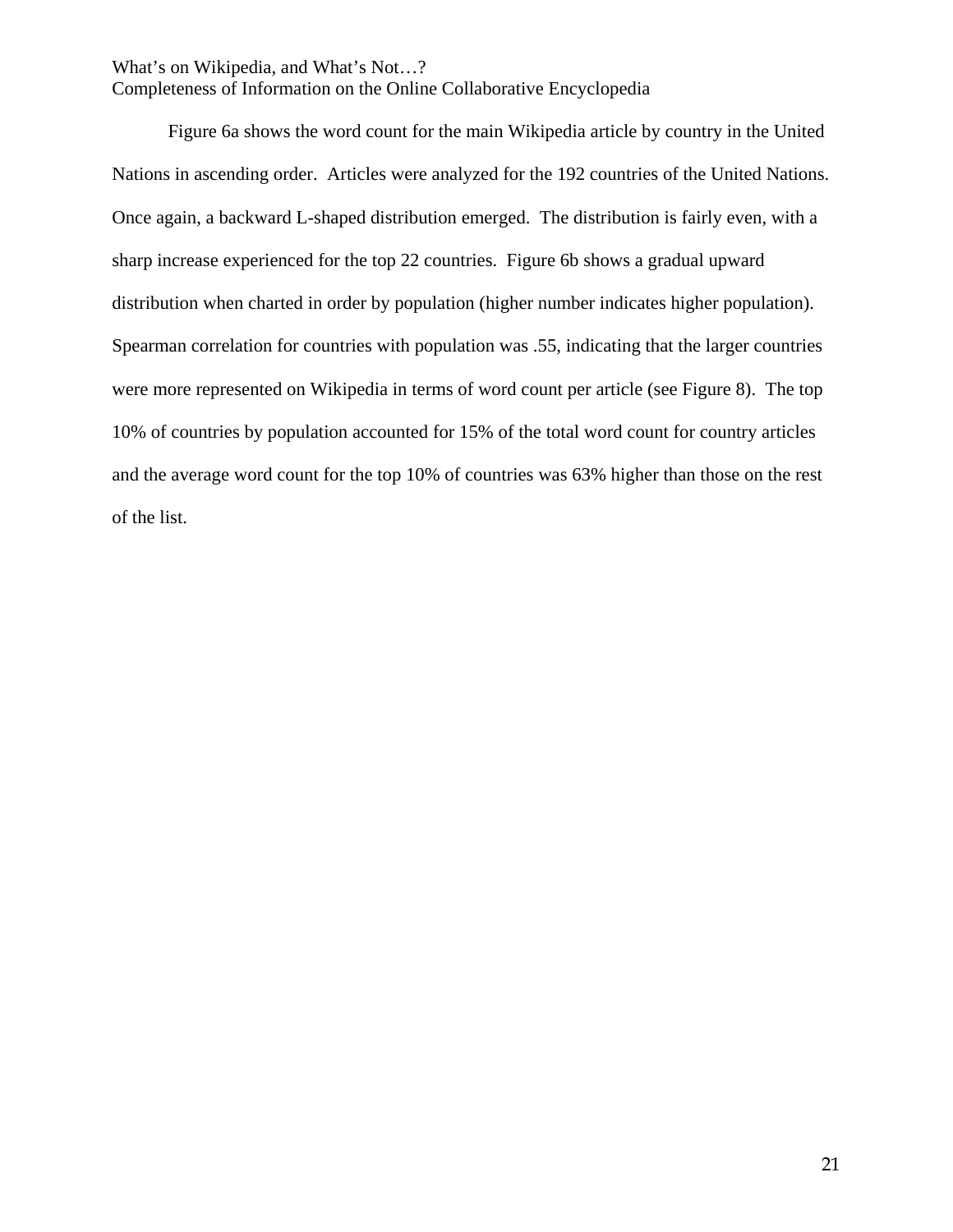Figure 6a shows the word count for the main Wikipedia article by country in the United Nations in ascending order. Articles were analyzed for the 192 countries of the United Nations. Once again, a backward L-shaped distribution emerged. The distribution is fairly even, with a sharp increase experienced for the top 22 countries. Figure 6b shows a gradual upward distribution when charted in order by population (higher number indicates higher population). Spearman correlation for countries with population was .55, indicating that the larger countries were more represented on Wikipedia in terms of word count per article (see Figure 8). The top 10% of countries by population accounted for 15% of the total word count for country articles and the average word count for the top 10% of countries was 63% higher than those on the rest of the list.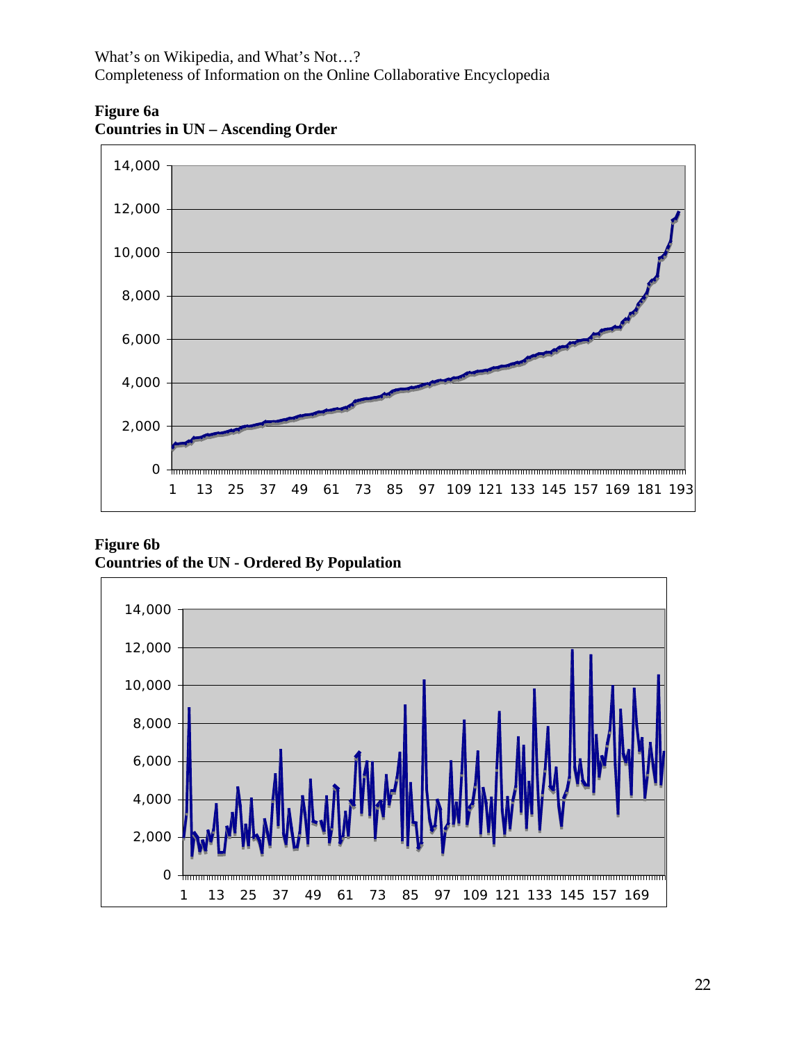**Figure 6a**
**Countries in UN – Ascending Order**

**Figure 6b**
**Countries of the UN - Ordered By Population**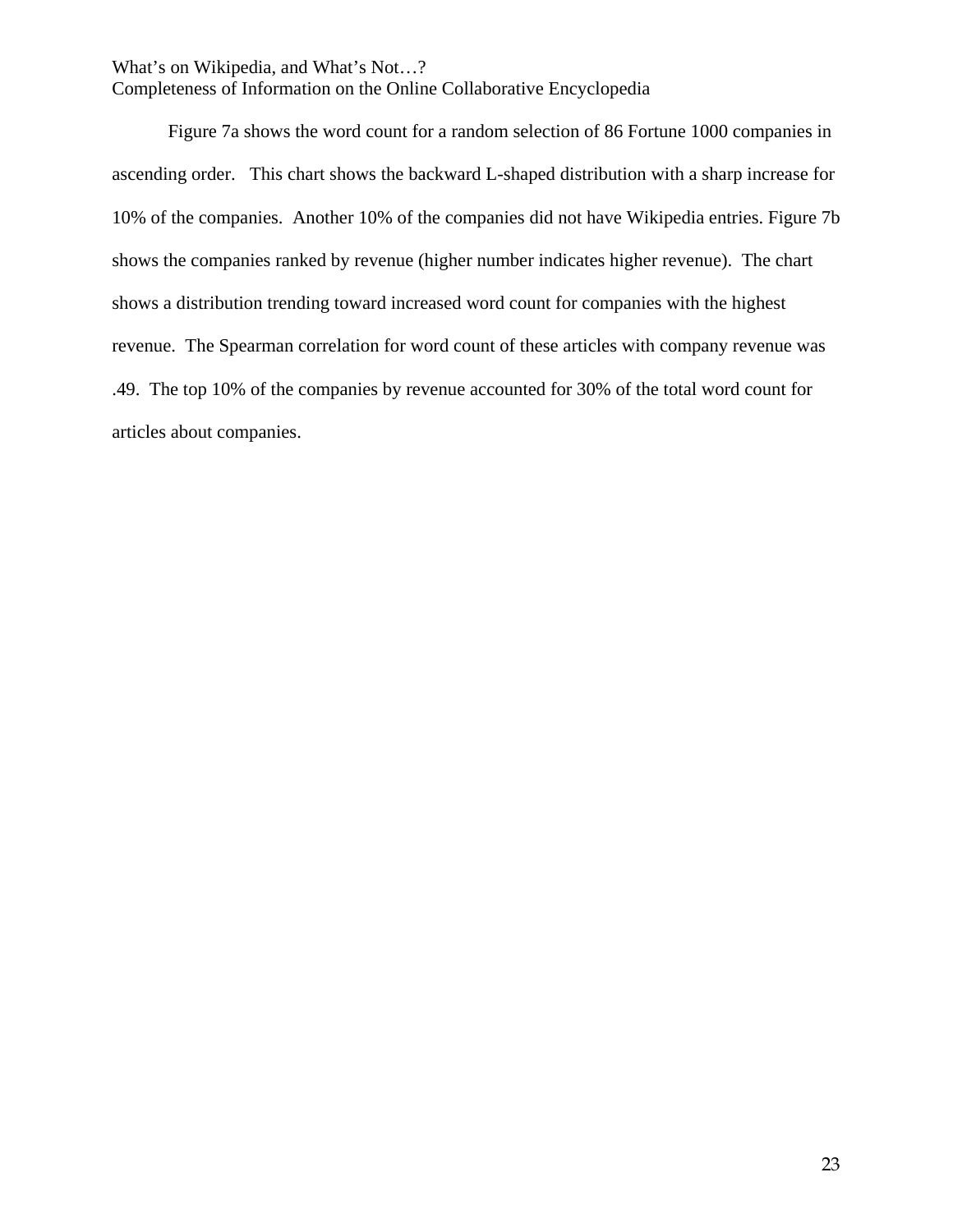Figure 7a shows the word count for a random selection of 86 Fortune 1000 companies in ascending order. This chart shows the backward L-shaped distribution with a sharp increase for 10% of the companies. Another 10% of the companies did not have Wikipedia entries. Figure 7b shows the companies ranked by revenue (higher number indicates higher revenue). The chart shows a distribution trending toward increased word count for companies with the highest revenue. The Spearman correlation for word count of these articles with company revenue was .49. The top 10% of the companies by revenue accounted for 30% of the total word count for articles about companies.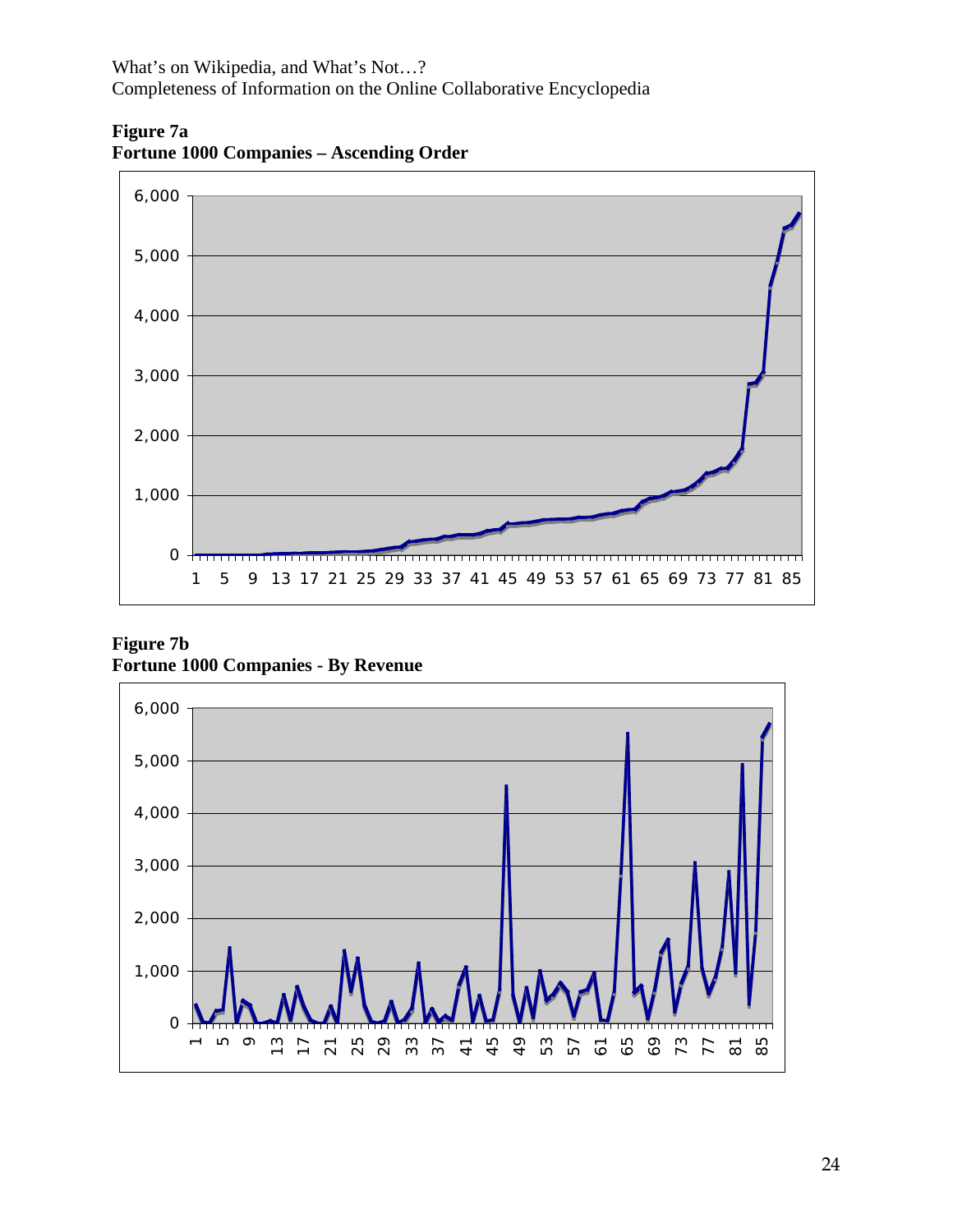**Figure 7a**
**Fortune 1000 Companies – Ascending Order**

**Figure 7b**
**Fortune 1000 Companies - By Revenue**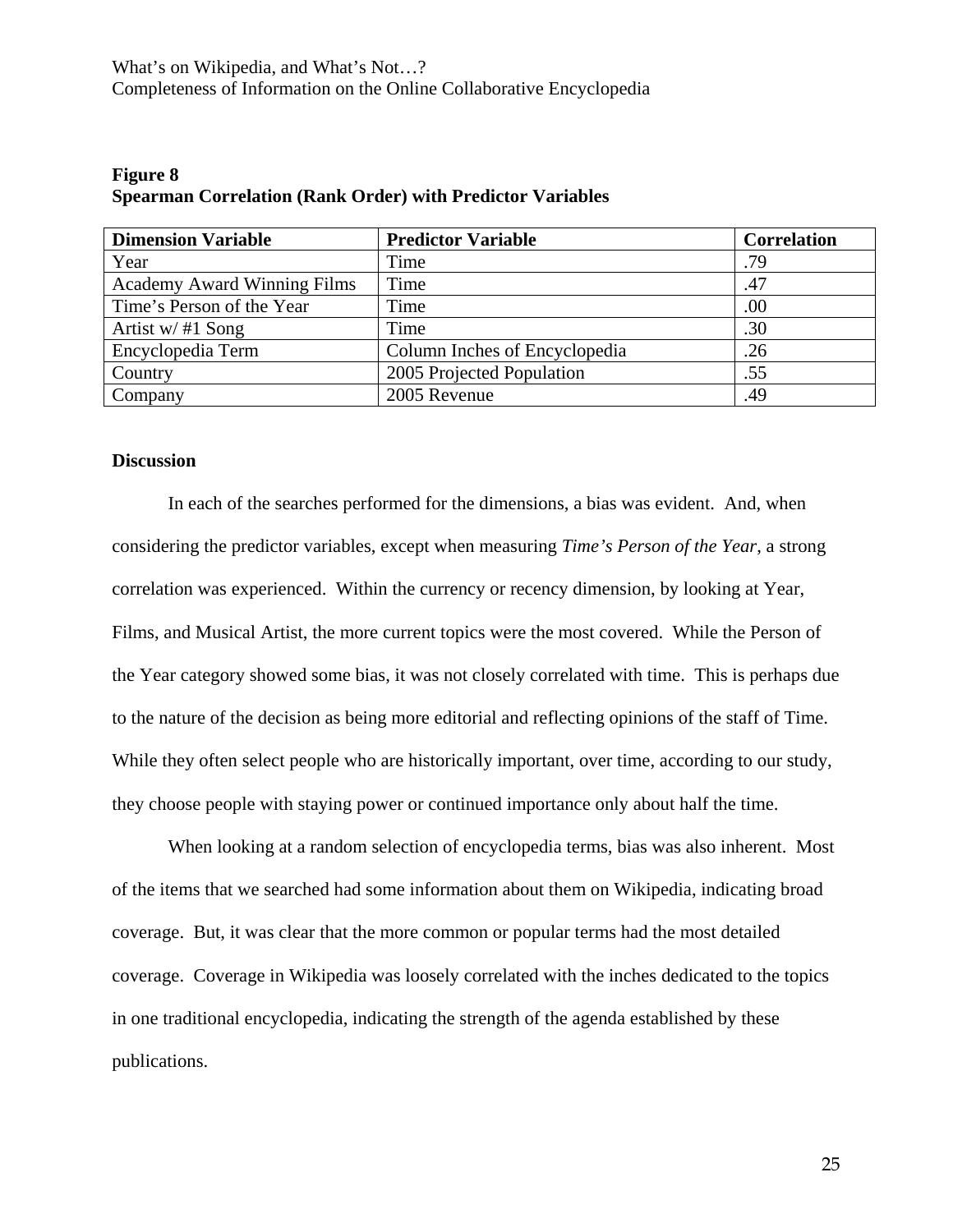**Figure 8**
**Spearman Correlation (Rank Order) with Predictor Variables**

| Dimension Variable | Predictor Variable | Correlation |
|---|---|---|
| Year | Time | .79 |
| Academy Award Winning Films | Time | .47 |
| Time's Person of the Year | Time | .00 |
| Artist w/ #1 Song | Time | .30 |
| Encyclopedia Term | Column Inches of Encyclopedia | .26 |
| Country | 2005 Projected Population | .55 |
| Company | 2005 Revenue | .49 |

## Discussion

In each of the searches performed for the dimensions, a bias was evident. And, when considering the predictor variables, except when measuring *Time's Person of the Year*, a strong correlation was experienced. Within the currency or recency dimension, by looking at Year, Films, and Musical Artist, the more current topics were the most covered. While the Person of the Year category showed some bias, it was not closely correlated with time. This is perhaps due to the nature of the decision as being more editorial and reflecting opinions of the staff of Time. While they often select people who are historically important, over time, according to our study, they choose people with staying power or continued importance only about half the time.

When looking at a random selection of encyclopedia terms, bias was also inherent. Most of the items that we searched had some information about them on Wikipedia, indicating broad coverage. But, it was clear that the more common or popular terms had the most detailed coverage. Coverage in Wikipedia was loosely correlated with the inches dedicated to the topics in one traditional encyclopedia, indicating the strength of the agenda established by these publications.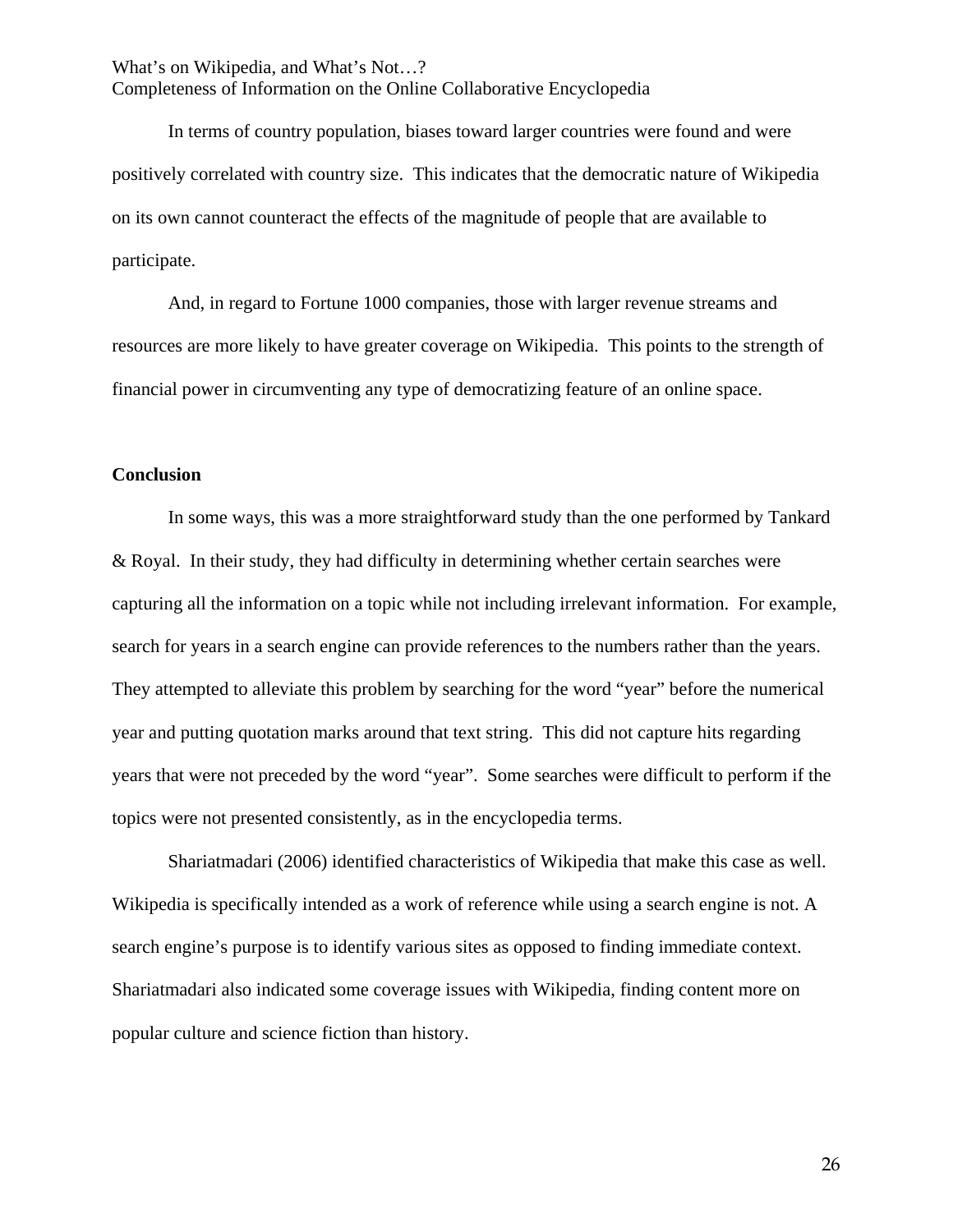In terms of country population, biases toward larger countries were found and were positively correlated with country size. This indicates that the democratic nature of Wikipedia on its own cannot counteract the effects of the magnitude of people that are available to participate.

And, in regard to Fortune 1000 companies, those with larger revenue streams and resources are more likely to have greater coverage on Wikipedia. This points to the strength of financial power in circumventing any type of democratizing feature of an online space.

**Conclusion**

In some ways, this was a more straightforward study than the one performed by Tankard & Royal. In their study, they had difficulty in determining whether certain searches were capturing all the information on a topic while not including irrelevant information. For example, search for years in a search engine can provide references to the numbers rather than the years. They attempted to alleviate this problem by searching for the word "year" before the numerical year and putting quotation marks around that text string. This did not capture hits regarding years that were not preceded by the word "year". Some searches were difficult to perform if the topics were not presented consistently, as in the encyclopedia terms.

Shariatmadari (2006) identified characteristics of Wikipedia that make this case as well. Wikipedia is specifically intended as a work of reference while using a search engine is not. A search engine's purpose is to identify various sites as opposed to finding immediate context. Shariatmadari also indicated some coverage issues with Wikipedia, finding content more on popular culture and science fiction than history.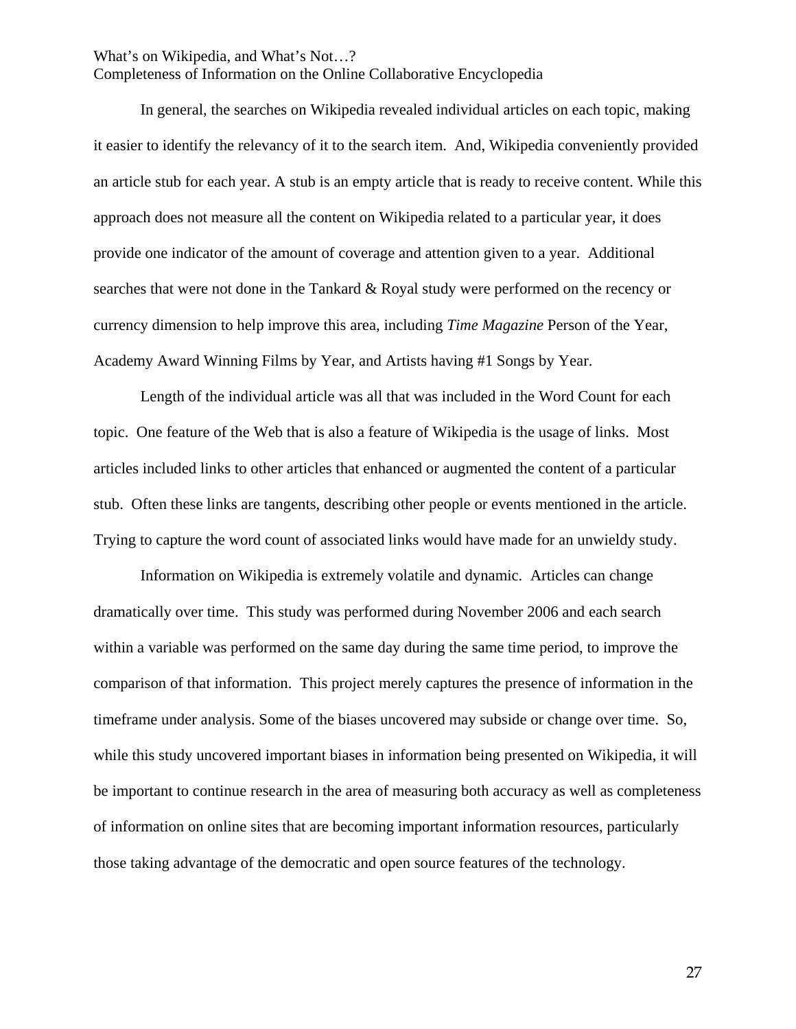In general, the searches on Wikipedia revealed individual articles on each topic, making it easier to identify the relevancy of it to the search item. And, Wikipedia conveniently provided an article stub for each year. A stub is an empty article that is ready to receive content. While this approach does not measure all the content on Wikipedia related to a particular year, it does provide one indicator of the amount of coverage and attention given to a year. Additional searches that were not done in the Tankard & Royal study were performed on the recency or currency dimension to help improve this area, including *Time Magazine* Person of the Year, Academy Award Winning Films by Year, and Artists having #1 Songs by Year.

Length of the individual article was all that was included in the Word Count for each topic. One feature of the Web that is also a feature of Wikipedia is the usage of links. Most articles included links to other articles that enhanced or augmented the content of a particular stub. Often these links are tangents, describing other people or events mentioned in the article. Trying to capture the word count of associated links would have made for an unwieldy study.

Information on Wikipedia is extremely volatile and dynamic. Articles can change dramatically over time. This study was performed during November 2006 and each search within a variable was performed on the same day during the same time period, to improve the comparison of that information. This project merely captures the presence of information in the timeframe under analysis. Some of the biases uncovered may subside or change over time. So, while this study uncovered important biases in information being presented on Wikipedia, it will be important to continue research in the area of measuring both accuracy as well as completeness of information on online sites that are becoming important information resources, particularly those taking advantage of the democratic and open source features of the technology.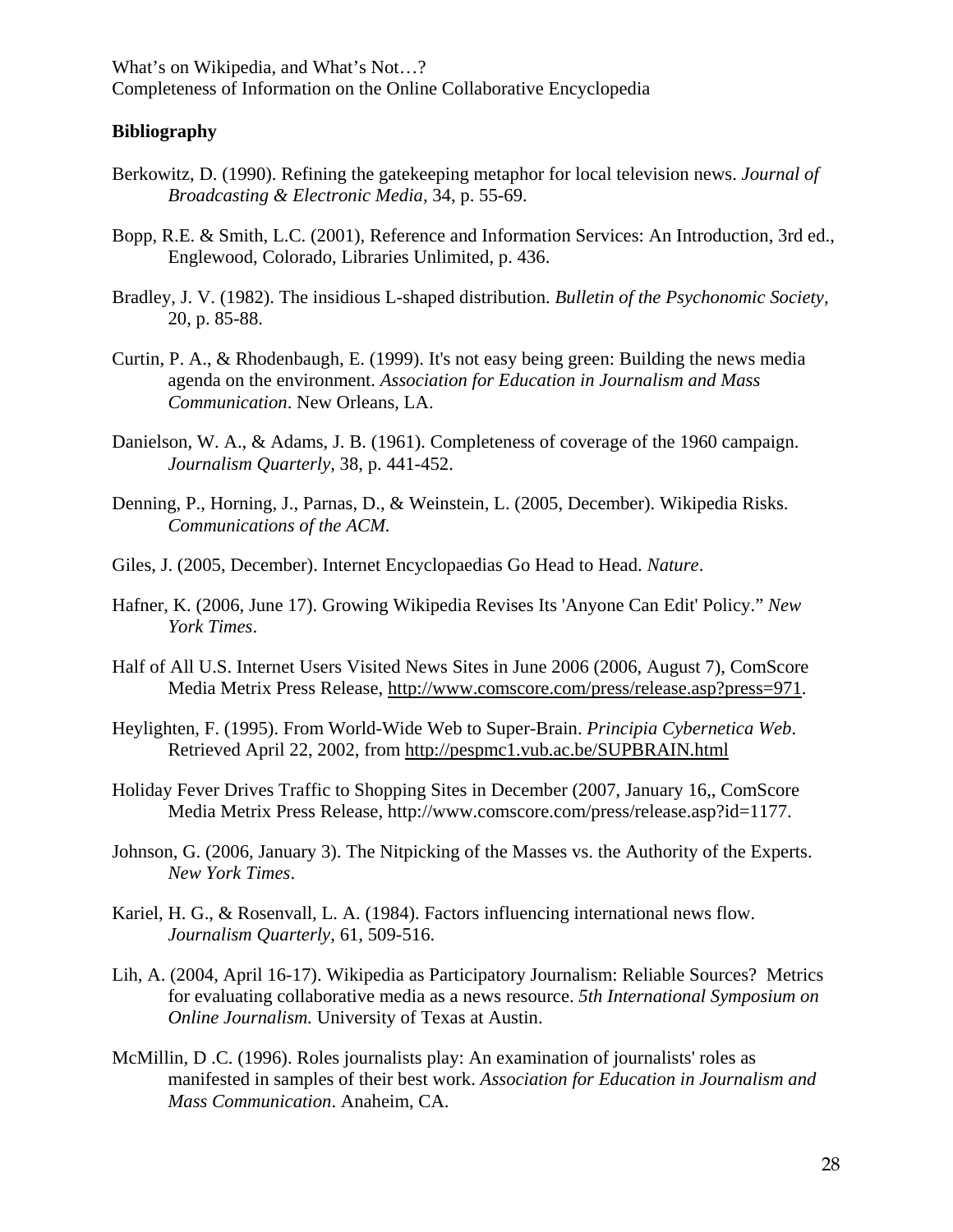## Bibliography

Berkowitz, D. (1990). Refining the gatekeeping metaphor for local television news. *Journal of Broadcasting & Electronic Media*, 34, p. 55-69.

Bopp, R.E. & Smith, L.C. (2001), Reference and Information Services: An Introduction, 3rd ed., Englewood, Colorado, Libraries Unlimited, p. 436.

Bradley, J. V. (1982). The insidious L-shaped distribution. *Bulletin of the Psychonomic Society,* 20, p. 85-88.

Curtin, P. A., & Rhodenbaugh, E. (1999). It's not easy being green: Building the news media agenda on the environment. *Association for Education in Journalism and Mass Communication*. New Orleans, LA.

Danielson, W. A., & Adams, J. B. (1961). Completeness of coverage of the 1960 campaign. *Journalism Quarterly*, 38, p. 441-452.

Denning, P., Horning, J., Parnas, D., & Weinstein, L. (2005, December). Wikipedia Risks. *Communications of the ACM.*

Giles, J. (2005, December). Internet Encyclopaedias Go Head to Head. *Nature*.

Hafner, K. (2006, June 17). Growing Wikipedia Revises Its 'Anyone Can Edit' Policy." *New York Times*.

Half of All U.S. Internet Users Visited News Sites in June 2006 (2006, August 7), ComScore Media Metrix Press Release, http://www.comscore.com/press/release.asp?press=971.

Heylighten, F. (1995). From World-Wide Web to Super-Brain. *Principia Cybernetica Web*. Retrieved April 22, 2002, from http://pespmc1.vub.ac.be/SUPBRAIN.html

Holiday Fever Drives Traffic to Shopping Sites in December (2007, January 16,, ComScore Media Metrix Press Release, http://www.comscore.com/press/release.asp?id=1177.

Johnson, G. (2006, January 3). The Nitpicking of the Masses vs. the Authority of the Experts. *New York Times*.

Kariel, H. G., & Rosenvall, L. A. (1984). Factors influencing international news flow. *Journalism Quarterly,* 61, 509-516.

Lih, A. (2004, April 16-17). Wikipedia as Participatory Journalism: Reliable Sources? Metrics for evaluating collaborative media as a news resource. *5th International Symposium on Online Journalism.* University of Texas at Austin.

McMillin, D .C. (1996). Roles journalists play: An examination of journalists' roles as manifested in samples of their best work. *Association for Education in Journalism and Mass Communication*. Anaheim, CA.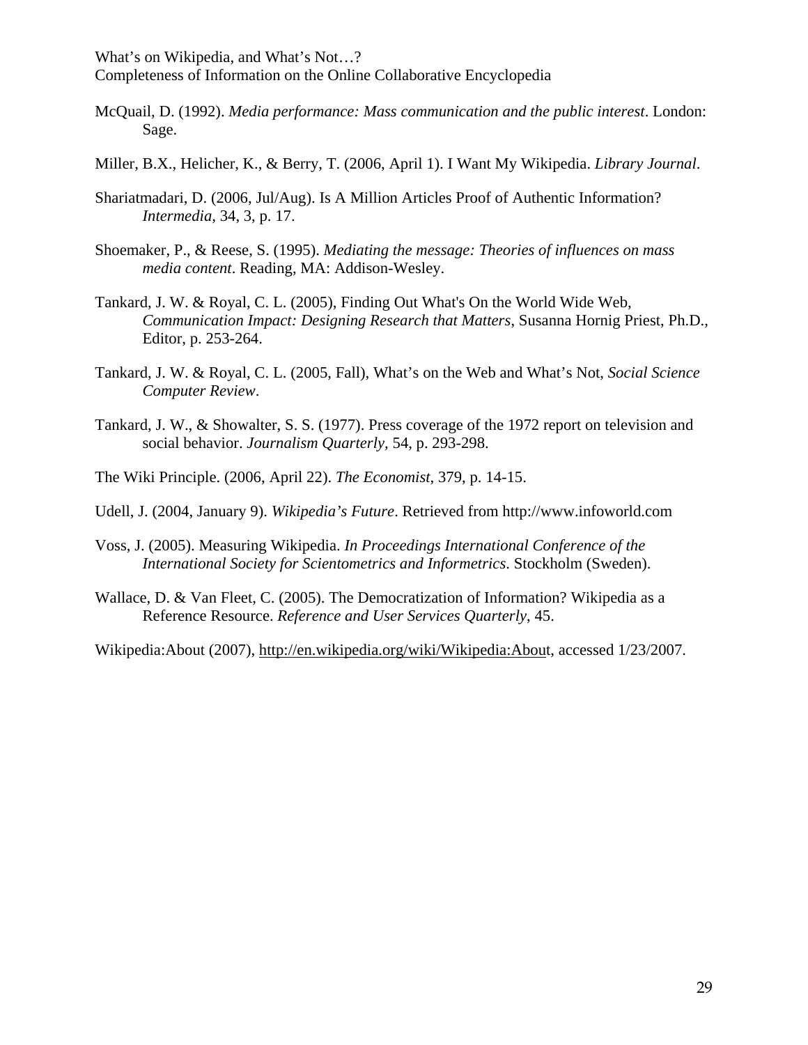McQuail, D. (1992). *Media performance: Mass communication and the public interest*. London: Sage.

Miller, B.X., Helicher, K., & Berry, T. (2006, April 1). I Want My Wikipedia. *Library Journal*.

Shariatmadari, D. (2006, Jul/Aug). Is A Million Articles Proof of Authentic Information? *Intermedia*, 34, 3, p. 17.

Shoemaker, P., & Reese, S. (1995). *Mediating the message: Theories of influences on mass media content*. Reading, MA: Addison-Wesley.

Tankard, J. W. & Royal, C. L. (2005), Finding Out What's On the World Wide Web, *Communication Impact: Designing Research that Matters*, Susanna Hornig Priest, Ph.D., Editor, p. 253-264.

Tankard, J. W. & Royal, C. L. (2005, Fall), What's on the Web and What's Not, *Social Science Computer Review*.

Tankard, J. W., & Showalter, S. S. (1977). Press coverage of the 1972 report on television and social behavior. *Journalism Quarterly,* 54, p. 293-298.

The Wiki Principle. (2006, April 22). *The Economist*, 379, p. 14-15.

Udell, J. (2004, January 9). *Wikipedia's Future*. Retrieved from http://www.infoworld.com

Voss, J. (2005). Measuring Wikipedia. *In Proceedings International Conference of the International Society for Scientometrics and Informetrics*. Stockholm (Sweden).

Wallace, D. & Van Fleet, C. (2005). The Democratization of Information? Wikipedia as a Reference Resource. *Reference and User Services Quarterly*, 45.

Wikipedia:About (2007), http://en.wikipedia.org/wiki/Wikipedia:About, accessed 1/23/2007.